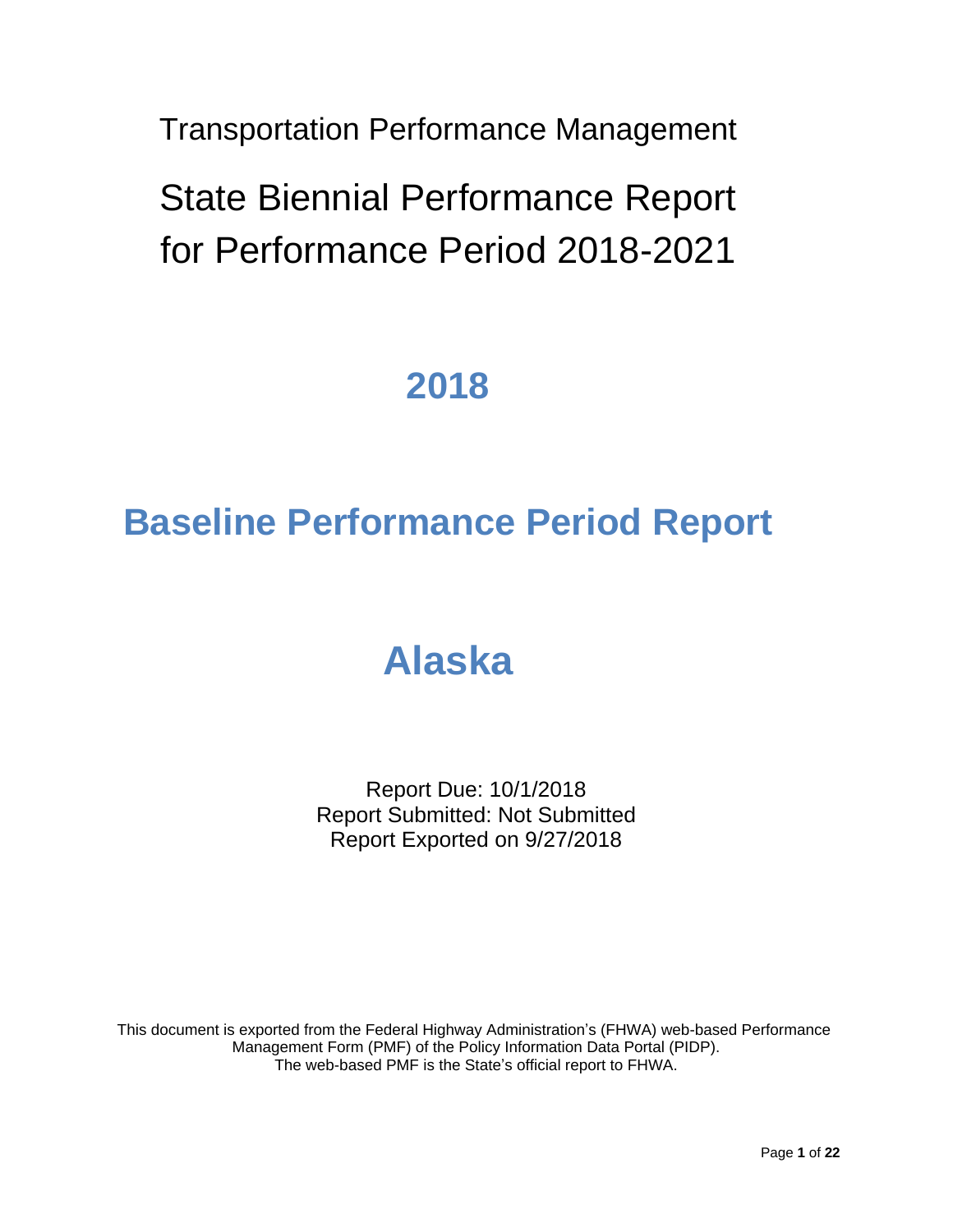Transportation Performance Management

# State Biennial Performance Report for Performance Period 2018-2021

## 2018

## Baseline Performance Period Report

## Alaska

Report Due: 10/1/2018
Report Submitted: Not Submitted
Report Exported on 9/27/2018

This document is exported from the Federal Highway Administration's (FHWA) web-based Performance Management Form (PMF) of the Policy Information Data Portal (PIDP). The web-based PMF is the State's official report to FHWA.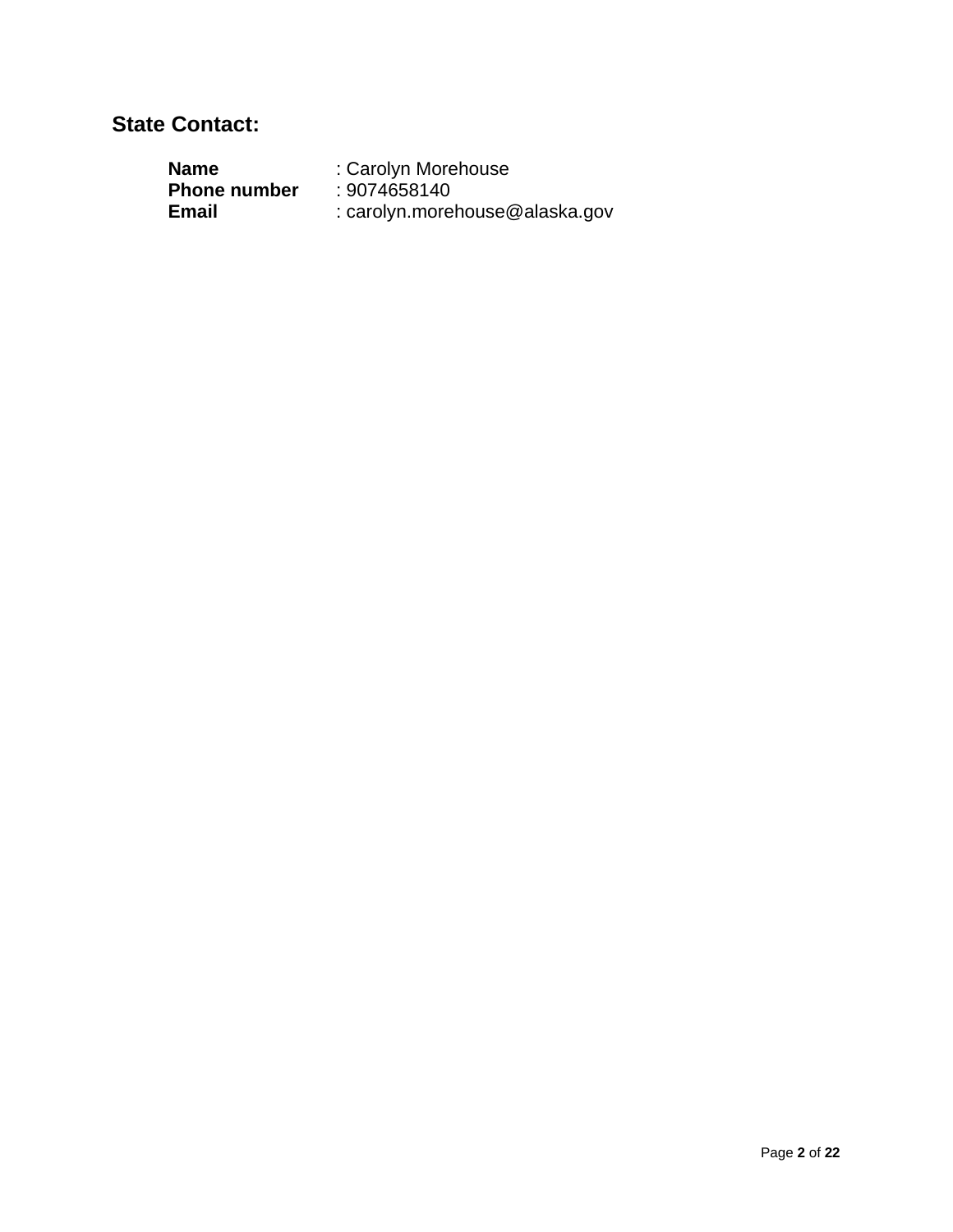## State Contact:

**Name** : Carolyn Morehouse
**Phone number** : 9074658140
**Email** : carolyn.morehouse@alaska.gov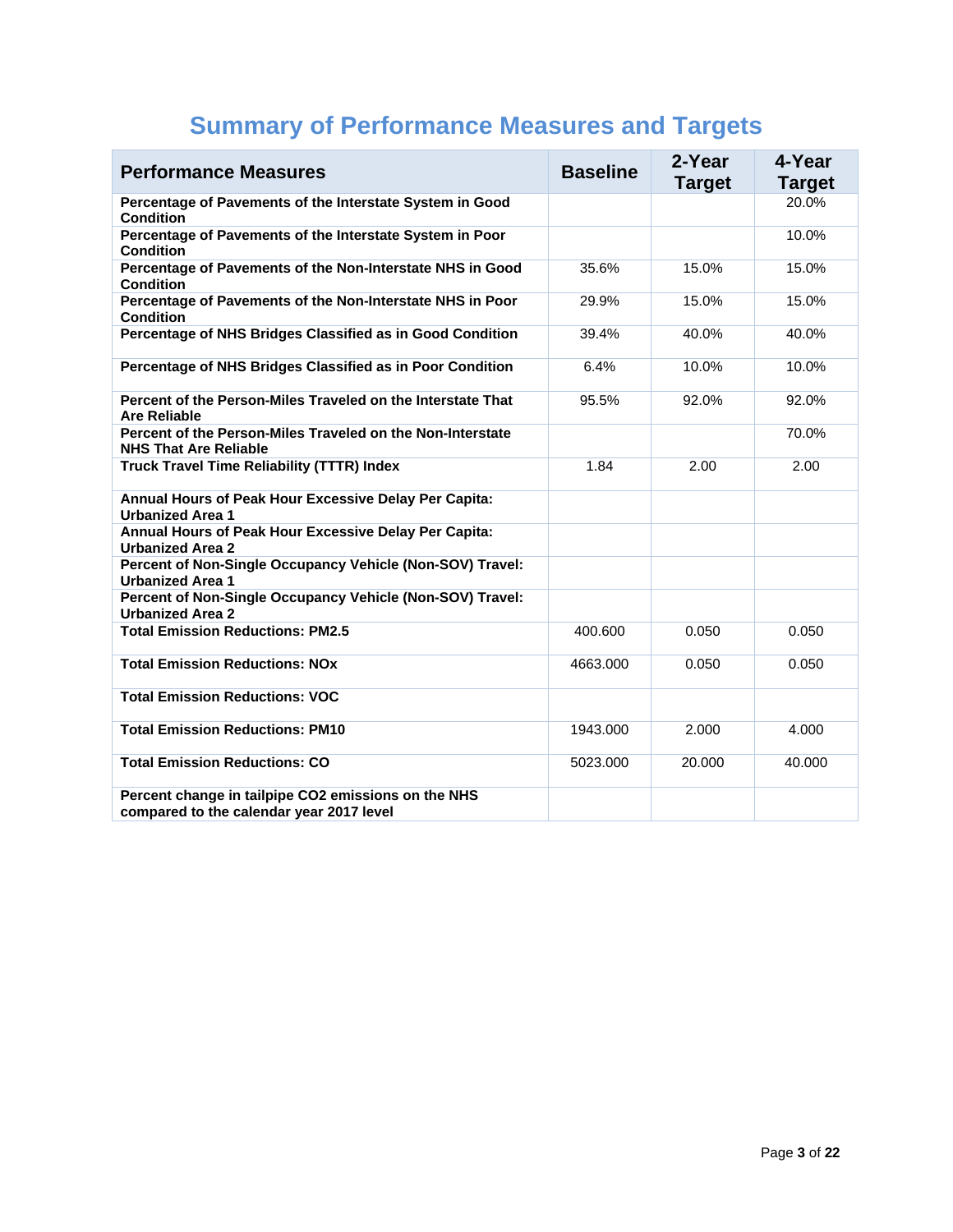# Summary of Performance Measures and Targets

| Performance Measures | Baseline | 2-Year Target | 4-Year Target |
|---|---|---|---|
| **Percentage of Pavements of the Interstate System in Good Condition** | | | 20.0% |
| **Percentage of Pavements of the Interstate System in Poor Condition** | | | 10.0% |
| **Percentage of Pavements of the Non-Interstate NHS in Good Condition** | 35.6% | 15.0% | 15.0% |
| **Percentage of Pavements of the Non-Interstate NHS in Poor Condition** | 29.9% | 15.0% | 15.0% |
| **Percentage of NHS Bridges Classified as in Good Condition** | 39.4% | 40.0% | 40.0% |
| **Percentage of NHS Bridges Classified as in Poor Condition** | 6.4% | 10.0% | 10.0% |
| **Percent of the Person-Miles Traveled on the Interstate That Are Reliable** | 95.5% | 92.0% | 92.0% |
| **Percent of the Person-Miles Traveled on the Non-Interstate NHS That Are Reliable** | | | 70.0% |
| **Truck Travel Time Reliability (TTTR) Index** | 1.84 | 2.00 | 2.00 |
| **Annual Hours of Peak Hour Excessive Delay Per Capita: Urbanized Area 1** | | | |
| **Annual Hours of Peak Hour Excessive Delay Per Capita: Urbanized Area 2** | | | |
| **Percent of Non-Single Occupancy Vehicle (Non-SOV) Travel: Urbanized Area 1** | | | |
| **Percent of Non-Single Occupancy Vehicle (Non-SOV) Travel: Urbanized Area 2** | | | |
| **Total Emission Reductions: PM2.5** | 400.600 | 0.050 | 0.050 |
| **Total Emission Reductions: NOx** | 4663.000 | 0.050 | 0.050 |
| **Total Emission Reductions: VOC** | | | |
| **Total Emission Reductions: PM10** | 1943.000 | 2.000 | 4.000 |
| **Total Emission Reductions: CO** | 5023.000 | 20.000 | 40.000 |
| **Percent change in tailpipe CO2 emissions on the NHS compared to the calendar year 2017 level** | | | |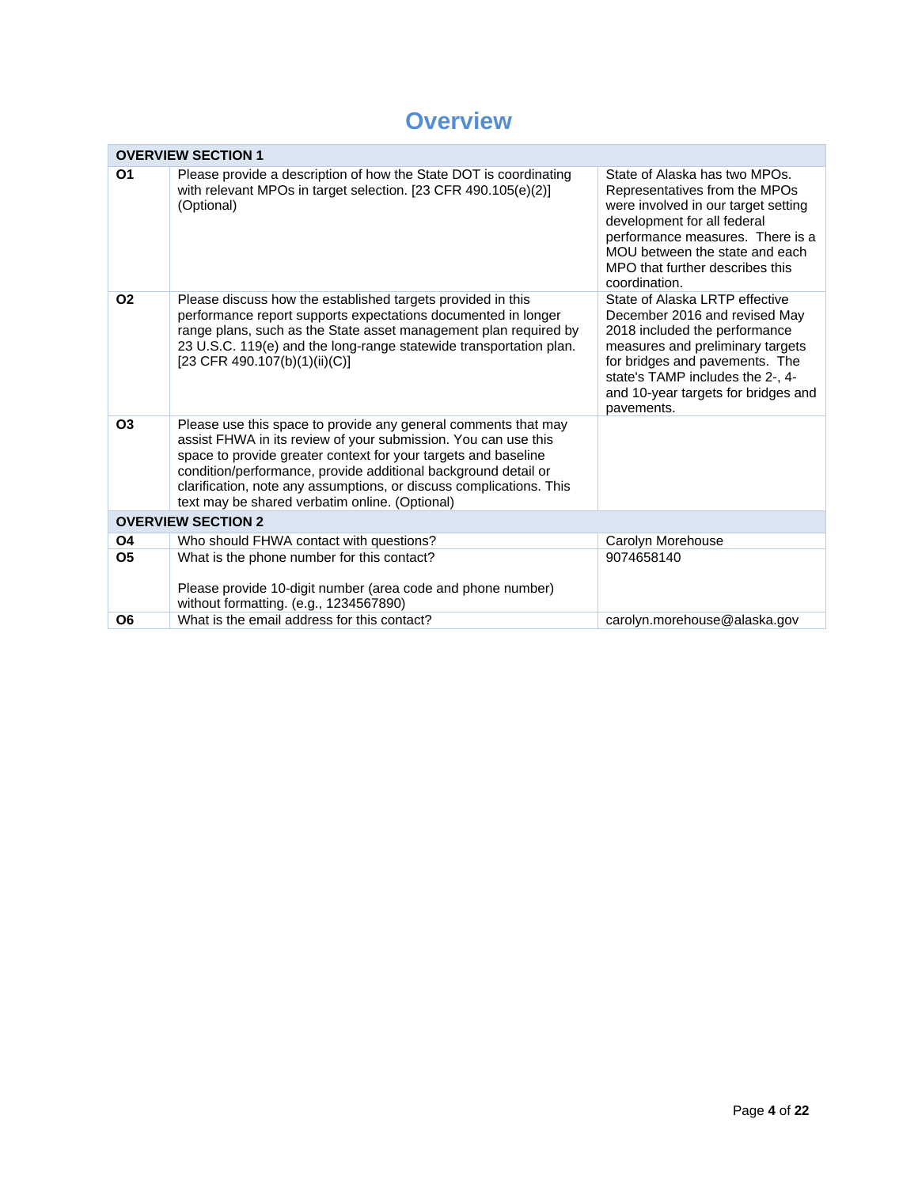# Overview

| OVERVIEW SECTION 1 | | |
|---|---|---|
| **O1** | Please provide a description of how the State DOT is coordinating with relevant MPOs in target selection. [23 CFR 490.105(e)(2)] (Optional) | State of Alaska has two MPOs. Representatives from the MPOs were involved in our target setting development for all federal performance measures. There is a MOU between the state and each MPO that further describes this coordination. |
| **O2** | Please discuss how the established targets provided in this performance report supports expectations documented in longer range plans, such as the State asset management plan required by 23 U.S.C. 119(e) and the long-range statewide transportation plan. [23 CFR 490.107(b)(1)(ii)(C)] | State of Alaska LRTP effective December 2016 and revised May 2018 included the performance measures and preliminary targets for bridges and pavements. The state's TAMP includes the 2-, 4- and 10-year targets for bridges and pavements. |
| **O3** | Please use this space to provide any general comments that may assist FHWA in its review of your submission. You can use this space to provide greater context for your targets and baseline condition/performance, provide additional background detail or clarification, note any assumptions, or discuss complications. This text may be shared verbatim online. (Optional) | |
| **OVERVIEW SECTION 2** | | |
| **O4** | Who should FHWA contact with questions? | Carolyn Morehouse |
| **O5** | What is the phone number for this contact?<br><br>Please provide 10-digit number (area code and phone number) without formatting. (e.g., 1234567890) | 9074658140 |
| **O6** | What is the email address for this contact? | carolyn.morehouse@alaska.gov |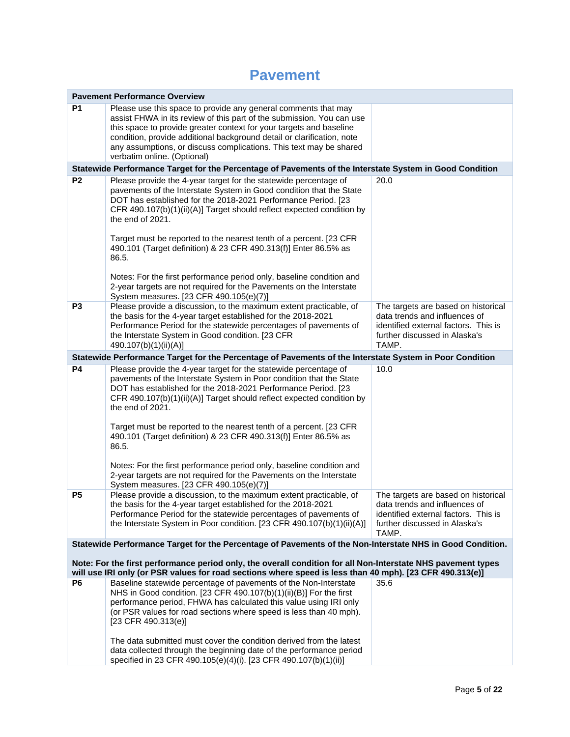# Pavement

| Pavement Performance Overview | | |
|---|---|---|
| **P1** | Please use this space to provide any general comments that may assist FHWA in its review of this part of the submission. You can use this space to provide greater context for your targets and baseline condition, provide additional background detail or clarification, note any assumptions, or discuss complications. This text may be shared verbatim online. (Optional) | |
| **Statewide Performance Target for the Percentage of Pavements of the Interstate System in Good Condition** | | |
| **P2** | Please provide the 4-year target for the statewide percentage of pavements of the Interstate System in Good condition that the State DOT has established for the 2018-2021 Performance Period. [23 CFR 490.107(b)(1)(ii)(A)] Target should reflect expected condition by the end of 2021.<br><br>Target must be reported to the nearest tenth of a percent. [23 CFR 490.101 (Target definition) & 23 CFR 490.313(f)] Enter 86.5% as 86.5.<br><br>Notes: For the first performance period only, baseline condition and 2-year targets are not required for the Pavements on the Interstate System measures. [23 CFR 490.105(e)(7)] | 20.0 |
| **P3** | Please provide a discussion, to the maximum extent practicable, of the basis for the 4-year target established for the 2018-2021 Performance Period for the statewide percentages of pavements of the Interstate System in Good condition. [23 CFR 490.107(b)(1)(ii)(A)] | The targets are based on historical data trends and influences of identified external factors. This is further discussed in Alaska's TAMP. |
| **Statewide Performance Target for the Percentage of Pavements of the Interstate System in Poor Condition** | | |
| **P4** | Please provide the 4-year target for the statewide percentage of pavements of the Interstate System in Poor condition that the State DOT has established for the 2018-2021 Performance Period. [23 CFR 490.107(b)(1)(ii)(A)] Target should reflect expected condition by the end of 2021.<br><br>Target must be reported to the nearest tenth of a percent. [23 CFR 490.101 (Target definition) & 23 CFR 490.313(f)] Enter 86.5% as 86.5.<br><br>Notes: For the first performance period only, baseline condition and 2-year targets are not required for the Pavements on the Interstate System measures. [23 CFR 490.105(e)(7)] | 10.0 |
| **P5** | Please provide a discussion, to the maximum extent practicable, of the basis for the 4-year target established for the 2018-2021 Performance Period for the statewide percentages of pavements of the Interstate System in Poor condition. [23 CFR 490.107(b)(1)(ii)(A)] | The targets are based on historical data trends and influences of identified external factors. This is further discussed in Alaska's TAMP. |
| **Statewide Performance Target for the Percentage of Pavements of the Non-Interstate NHS in Good Condition.**<br><br>**Note: For the first performance period only, the overall condition for all Non-Interstate NHS pavement types will use IRI only (or PSR values for road sections where speed is less than 40 mph). [23 CFR 490.313(e)]** | | |
| **P6** | Baseline statewide percentage of pavements of the Non-Interstate NHS in Good condition. [23 CFR 490.107(b)(1)(ii)(B)] For the first performance period, FHWA has calculated this value using IRI only (or PSR values for road sections where speed is less than 40 mph). [23 CFR 490.313(e)]<br><br>The data submitted must cover the condition derived from the latest data collected through the beginning date of the performance period specified in 23 CFR 490.105(e)(4)(i). [23 CFR 490.107(b)(1)(ii)] | 35.6 |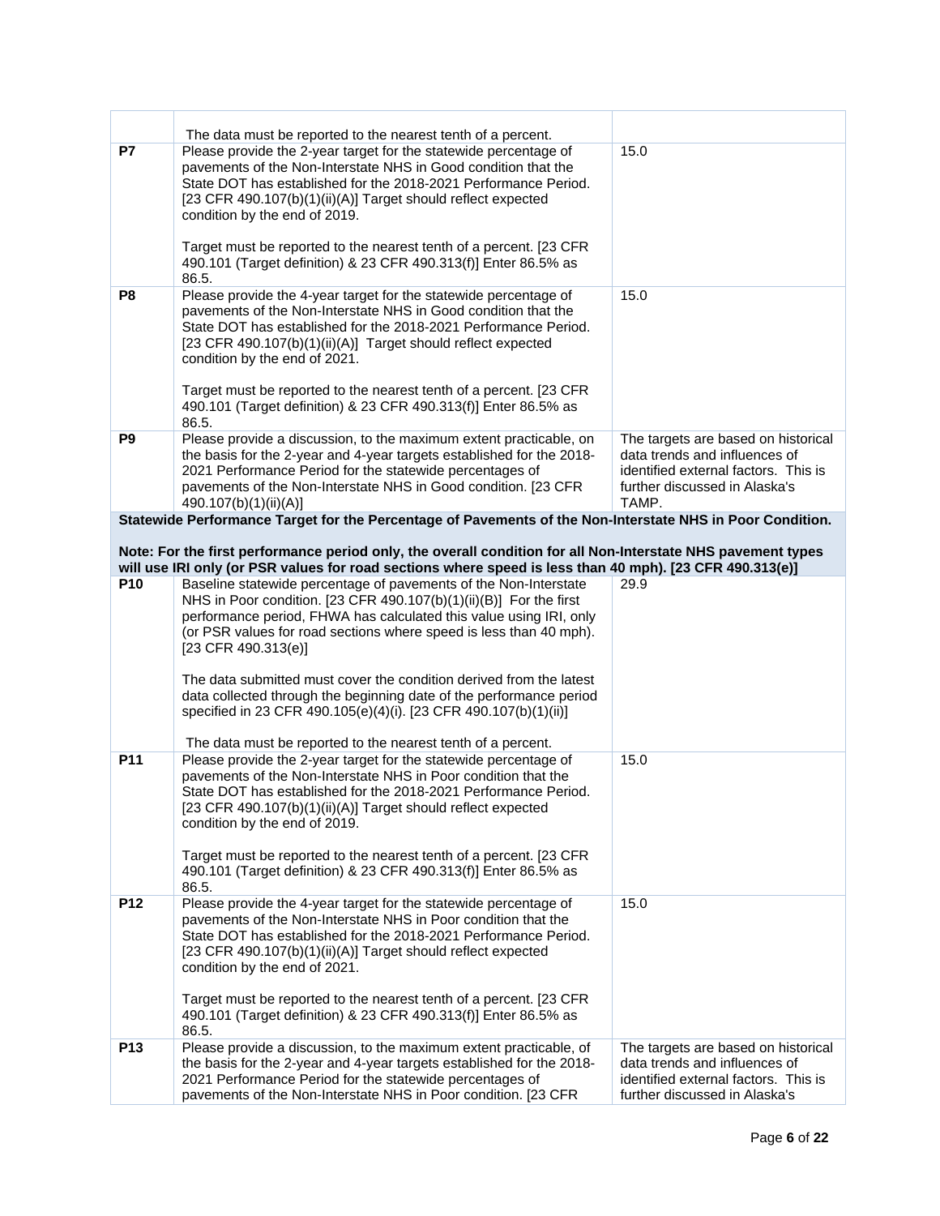| | | |
|---|---|---|
| | The data must be reported to the nearest tenth of a percent. | |
| **P7** | Please provide the 2-year target for the statewide percentage of pavements of the Non-Interstate NHS in Good condition that the State DOT has established for the 2018-2021 Performance Period. [23 CFR 490.107(b)(1)(ii)(A)] Target should reflect expected condition by the end of 2019.<br><br>Target must be reported to the nearest tenth of a percent. [23 CFR 490.101 (Target definition) & 23 CFR 490.313(f)] Enter 86.5% as 86.5. | 15.0 |
| **P8** | Please provide the 4-year target for the statewide percentage of pavements of the Non-Interstate NHS in Good condition that the State DOT has established for the 2018-2021 Performance Period. [23 CFR 490.107(b)(1)(ii)(A)] Target should reflect expected condition by the end of 2021.<br><br>Target must be reported to the nearest tenth of a percent. [23 CFR 490.101 (Target definition) & 23 CFR 490.313(f)] Enter 86.5% as 86.5. | 15.0 |
| **P9** | Please provide a discussion, to the maximum extent practicable, on the basis for the 2-year and 4-year targets established for the 2018-2021 Performance Period for the statewide percentages of pavements of the Non-Interstate NHS in Good condition. [23 CFR 490.107(b)(1)(ii)(A)] | The targets are based on historical data trends and influences of identified external factors. This is further discussed in Alaska's TAMP. |
| **Statewide Performance Target for the Percentage of Pavements of the Non-Interstate NHS in Poor Condition.**<br><br>**Note: For the first performance period only, the overall condition for all Non-Interstate NHS pavement types will use IRI only (or PSR values for road sections where speed is less than 40 mph). [23 CFR 490.313(e)]** | | |
| **P10** | Baseline statewide percentage of pavements of the Non-Interstate NHS in Poor condition. [23 CFR 490.107(b)(1)(ii)(B)] For the first performance period, FHWA has calculated this value using IRI, only (or PSR values for road sections where speed is less than 40 mph). [23 CFR 490.313(e)]<br><br>The data submitted must cover the condition derived from the latest data collected through the beginning date of the performance period specified in 23 CFR 490.105(e)(4)(i). [23 CFR 490.107(b)(1)(ii)]<br><br>The data must be reported to the nearest tenth of a percent. | 29.9 |
| **P11** | Please provide the 2-year target for the statewide percentage of pavements of the Non-Interstate NHS in Poor condition that the State DOT has established for the 2018-2021 Performance Period. [23 CFR 490.107(b)(1)(ii)(A)] Target should reflect expected condition by the end of 2019.<br><br>Target must be reported to the nearest tenth of a percent. [23 CFR 490.101 (Target definition) & 23 CFR 490.313(f)] Enter 86.5% as 86.5. | 15.0 |
| **P12** | Please provide the 4-year target for the statewide percentage of pavements of the Non-Interstate NHS in Poor condition that the State DOT has established for the 2018-2021 Performance Period. [23 CFR 490.107(b)(1)(ii)(A)] Target should reflect expected condition by the end of 2021.<br><br>Target must be reported to the nearest tenth of a percent. [23 CFR 490.101 (Target definition) & 23 CFR 490.313(f)] Enter 86.5% as 86.5. | 15.0 |
| **P13** | Please provide a discussion, to the maximum extent practicable, of the basis for the 2-year and 4-year targets established for the 2018-2021 Performance Period for the statewide percentages of pavements of the Non-Interstate NHS in Poor condition. [23 CFR | The targets are based on historical data trends and influences of identified external factors. This is further discussed in Alaska's |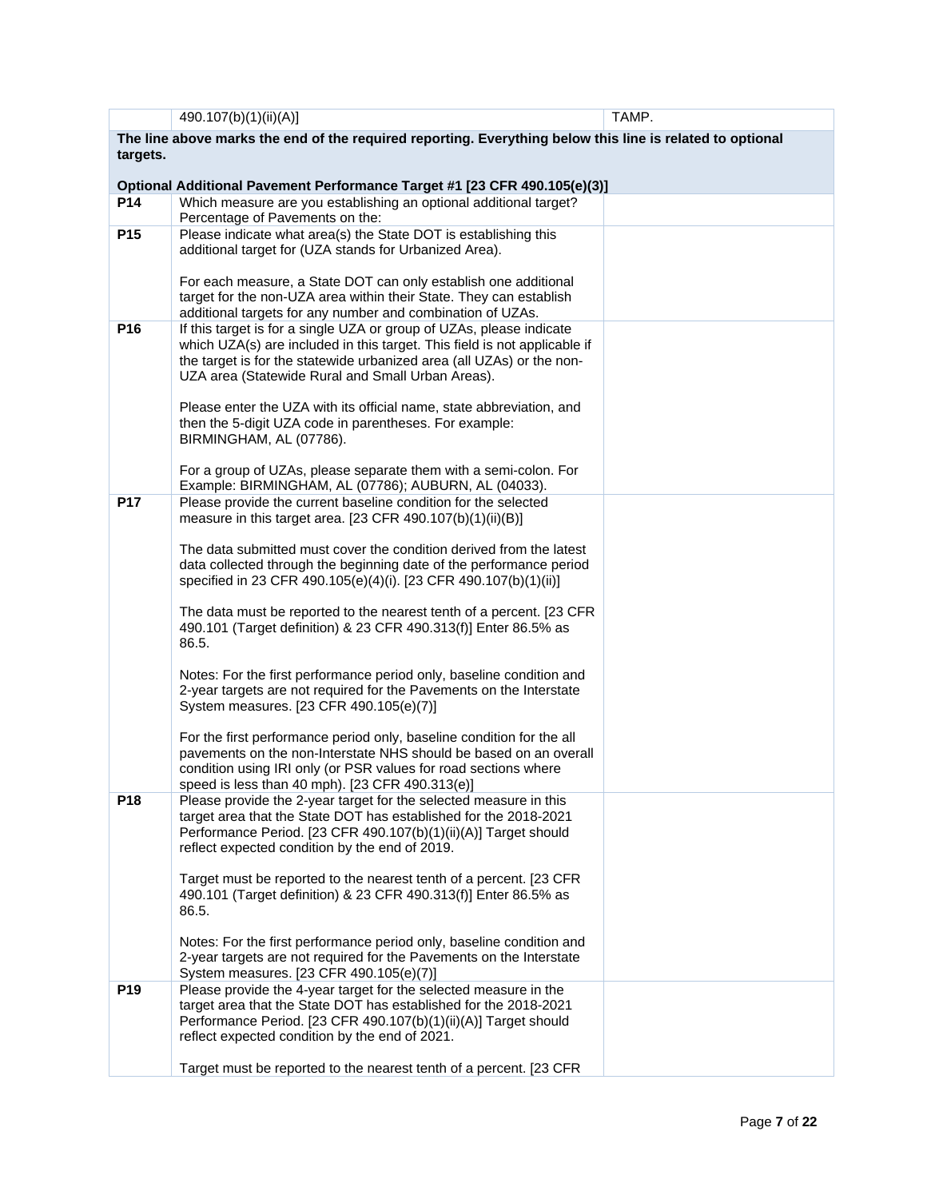| | | |
|---|---|---|
| | 490.107(b)(1)(ii)(A)] | TAMP. |
| **The line above marks the end of the required reporting. Everything below this line is related to optional targets.**<br><br>**Optional Additional Pavement Performance Target #1 [23 CFR 490.105(e)(3)]** | | |
| **P14** | Which measure are you establishing an optional additional target? Percentage of Pavements on the: | |
| **P15** | Please indicate what area(s) the State DOT is establishing this additional target for (UZA stands for Urbanized Area).<br><br>For each measure, a State DOT can only establish one additional target for the non-UZA area within their State. They can establish additional targets for any number and combination of UZAs. | |
| **P16** | If this target is for a single UZA or group of UZAs, please indicate which UZA(s) are included in this target. This field is not applicable if the target is for the statewide urbanized area (all UZAs) or the non-UZA area (Statewide Rural and Small Urban Areas).<br><br>Please enter the UZA with its official name, state abbreviation, and then the 5-digit UZA code in parentheses. For example: BIRMINGHAM, AL (07786).<br><br>For a group of UZAs, please separate them with a semi-colon. For Example: BIRMINGHAM, AL (07786); AUBURN, AL (04033). | |
| **P17** | Please provide the current baseline condition for the selected measure in this target area. [23 CFR 490.107(b)(1)(ii)(B)]<br><br>The data submitted must cover the condition derived from the latest data collected through the beginning date of the performance period specified in 23 CFR 490.105(e)(4)(i). [23 CFR 490.107(b)(1)(ii)]<br><br>The data must be reported to the nearest tenth of a percent. [23 CFR 490.101 (Target definition) & 23 CFR 490.313(f)] Enter 86.5% as 86.5.<br><br>Notes: For the first performance period only, baseline condition and 2-year targets are not required for the Pavements on the Interstate System measures. [23 CFR 490.105(e)(7)]<br><br>For the first performance period only, baseline condition for the all pavements on the non-Interstate NHS should be based on an overall condition using IRI only (or PSR values for road sections where speed is less than 40 mph). [23 CFR 490.313(e)] | |
| **P18** | Please provide the 2-year target for the selected measure in this target area that the State DOT has established for the 2018-2021 Performance Period. [23 CFR 490.107(b)(1)(ii)(A)] Target should reflect expected condition by the end of 2019.<br><br>Target must be reported to the nearest tenth of a percent. [23 CFR 490.101 (Target definition) & 23 CFR 490.313(f)] Enter 86.5% as 86.5.<br><br>Notes: For the first performance period only, baseline condition and 2-year targets are not required for the Pavements on the Interstate System measures. [23 CFR 490.105(e)(7)] | |
| **P19** | Please provide the 4-year target for the selected measure in the target area that the State DOT has established for the 2018-2021 Performance Period. [23 CFR 490.107(b)(1)(ii)(A)] Target should reflect expected condition by the end of 2021.<br><br>Target must be reported to the nearest tenth of a percent. [23 CFR | |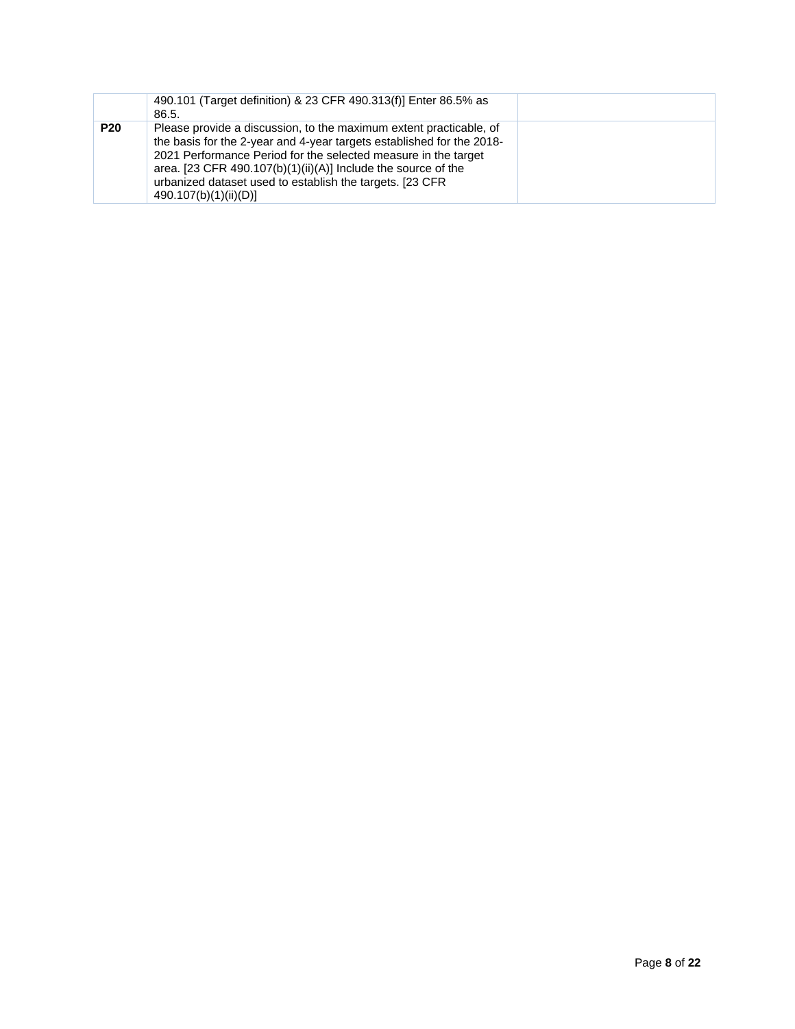| | | |
|---|---|---|
| | 490.101 (Target definition) & 23 CFR 490.313(f)] Enter 86.5% as 86.5. | |
| **P20** | Please provide a discussion, to the maximum extent practicable, of the basis for the 2-year and 4-year targets established for the 2018-2021 Performance Period for the selected measure in the target area. [23 CFR 490.107(b)(1)(ii)(A)] Include the source of the urbanized dataset used to establish the targets. [23 CFR 490.107(b)(1)(ii)(D)] | |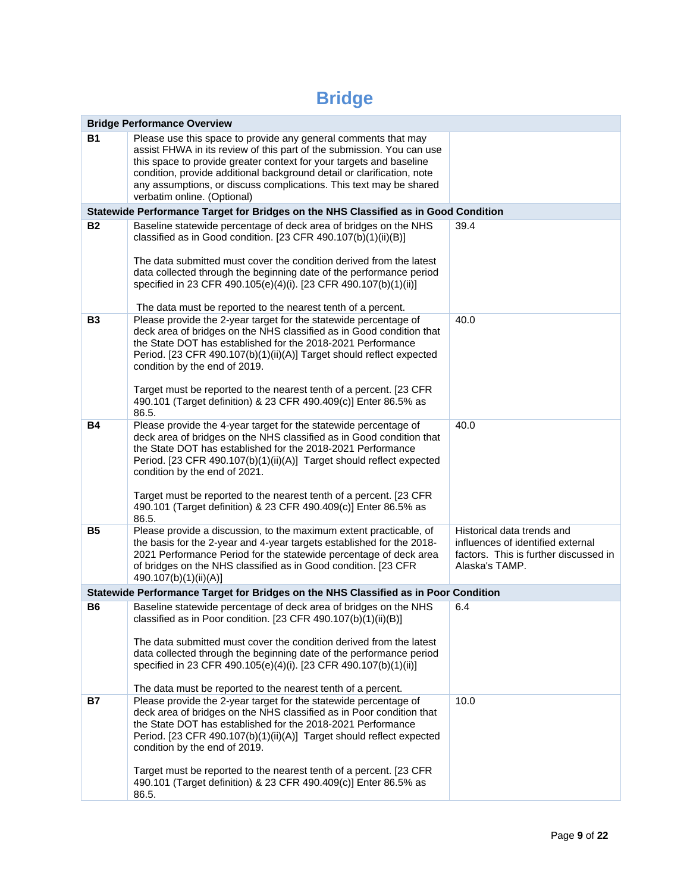# Bridge

| Bridge Performance Overview | | |
|---|---|---|
| **B1** | Please use this space to provide any general comments that may assist FHWA in its review of this part of the submission. You can use this space to provide greater context for your targets and baseline condition, provide additional background detail or clarification, note any assumptions, or discuss complications. This text may be shared verbatim online. (Optional) | |
| **Statewide Performance Target for Bridges on the NHS Classified as in Good Condition** | | |
| **B2** | Baseline statewide percentage of deck area of bridges on the NHS classified as in Good condition. [23 CFR 490.107(b)(1)(ii)(B)]<br><br>The data submitted must cover the condition derived from the latest data collected through the beginning date of the performance period specified in 23 CFR 490.105(e)(4)(i). [23 CFR 490.107(b)(1)(ii)]<br><br>The data must be reported to the nearest tenth of a percent. | 39.4 |
| **B3** | Please provide the 2-year target for the statewide percentage of deck area of bridges on the NHS classified as in Good condition that the State DOT has established for the 2018-2021 Performance Period. [23 CFR 490.107(b)(1)(ii)(A)] Target should reflect expected condition by the end of 2019.<br><br>Target must be reported to the nearest tenth of a percent. [23 CFR 490.101 (Target definition) & 23 CFR 490.409(c)] Enter 86.5% as 86.5. | 40.0 |
| **B4** | Please provide the 4-year target for the statewide percentage of deck area of bridges on the NHS classified as in Good condition that the State DOT has established for the 2018-2021 Performance Period. [23 CFR 490.107(b)(1)(ii)(A)] Target should reflect expected condition by the end of 2021.<br><br>Target must be reported to the nearest tenth of a percent. [23 CFR 490.101 (Target definition) & 23 CFR 490.409(c)] Enter 86.5% as 86.5. | 40.0 |
| **B5** | Please provide a discussion, to the maximum extent practicable, of the basis for the 2-year and 4-year targets established for the 2018-2021 Performance Period for the statewide percentage of deck area of bridges on the NHS classified as in Good condition. [23 CFR 490.107(b)(1)(ii)(A)] | Historical data trends and influences of identified external factors. This is further discussed in Alaska's TAMP. |
| **Statewide Performance Target for Bridges on the NHS Classified as in Poor Condition** | | |
| **B6** | Baseline statewide percentage of deck area of bridges on the NHS classified as in Poor condition. [23 CFR 490.107(b)(1)(ii)(B)]<br><br>The data submitted must cover the condition derived from the latest data collected through the beginning date of the performance period specified in 23 CFR 490.105(e)(4)(i). [23 CFR 490.107(b)(1)(ii)]<br><br>The data must be reported to the nearest tenth of a percent. | 6.4 |
| **B7** | Please provide the 2-year target for the statewide percentage of deck area of bridges on the NHS classified as in Poor condition that the State DOT has established for the 2018-2021 Performance Period. [23 CFR 490.107(b)(1)(ii)(A)] Target should reflect expected condition by the end of 2019.<br><br>Target must be reported to the nearest tenth of a percent. [23 CFR 490.101 (Target definition) & 23 CFR 490.409(c)] Enter 86.5% as 86.5. | 10.0 |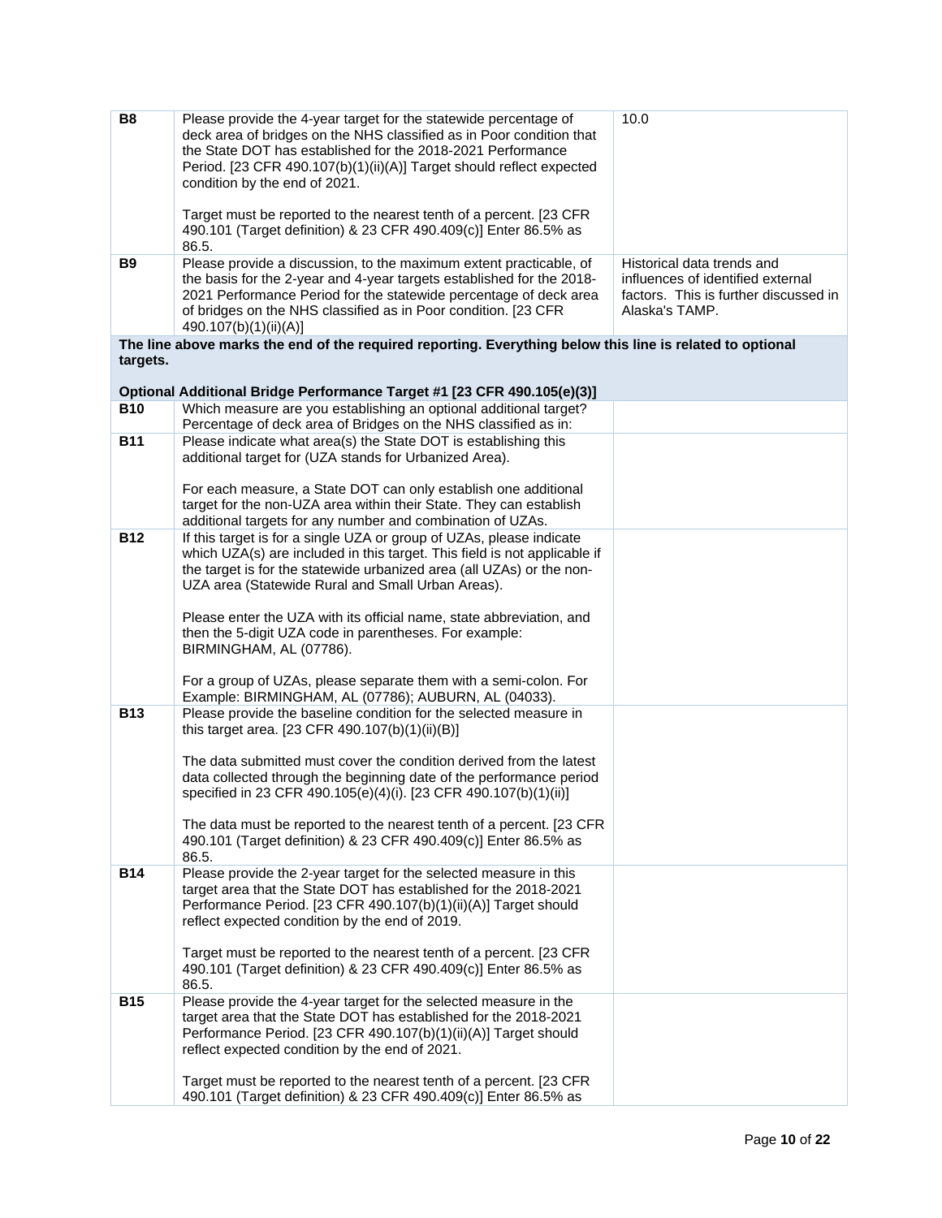| | | |
|---|---|---|
| **B8** | Please provide the 4-year target for the statewide percentage of deck area of bridges on the NHS classified as in Poor condition that the State DOT has established for the 2018-2021 Performance Period. [23 CFR 490.107(b)(1)(ii)(A)] Target should reflect expected condition by the end of 2021.<br><br>Target must be reported to the nearest tenth of a percent. [23 CFR 490.101 (Target definition) & 23 CFR 490.409(c)] Enter 86.5% as 86.5. | 10.0 |
| **B9** | Please provide a discussion, to the maximum extent practicable, of the basis for the 2-year and 4-year targets established for the 2018-2021 Performance Period for the statewide percentage of deck area of bridges on the NHS classified as in Poor condition. [23 CFR 490.107(b)(1)(ii)(A)] | Historical data trends and influences of identified external factors. This is further discussed in Alaska's TAMP. |
| **The line above marks the end of the required reporting. Everything below this line is related to optional targets.**<br><br>**Optional Additional Bridge Performance Target #1 [23 CFR 490.105(e)(3)]** | | |
| **B10** | Which measure are you establishing an optional additional target? Percentage of deck area of Bridges on the NHS classified as in: | |
| **B11** | Please indicate what area(s) the State DOT is establishing this additional target for (UZA stands for Urbanized Area).<br><br>For each measure, a State DOT can only establish one additional target for the non-UZA area within their State. They can establish additional targets for any number and combination of UZAs. | |
| **B12** | If this target is for a single UZA or group of UZAs, please indicate which UZA(s) are included in this target. This field is not applicable if the target is for the statewide urbanized area (all UZAs) or the non-UZA area (Statewide Rural and Small Urban Areas).<br><br>Please enter the UZA with its official name, state abbreviation, and then the 5-digit UZA code in parentheses. For example: BIRMINGHAM, AL (07786).<br><br>For a group of UZAs, please separate them with a semi-colon. For Example: BIRMINGHAM, AL (07786); AUBURN, AL (04033). | |
| **B13** | Please provide the baseline condition for the selected measure in this target area. [23 CFR 490.107(b)(1)(ii)(B)]<br><br>The data submitted must cover the condition derived from the latest data collected through the beginning date of the performance period specified in 23 CFR 490.105(e)(4)(i). [23 CFR 490.107(b)(1)(ii)]<br><br>The data must be reported to the nearest tenth of a percent. [23 CFR 490.101 (Target definition) & 23 CFR 490.409(c)] Enter 86.5% as 86.5. | |
| **B14** | Please provide the 2-year target for the selected measure in this target area that the State DOT has established for the 2018-2021 Performance Period. [23 CFR 490.107(b)(1)(ii)(A)] Target should reflect expected condition by the end of 2019.<br><br>Target must be reported to the nearest tenth of a percent. [23 CFR 490.101 (Target definition) & 23 CFR 490.409(c)] Enter 86.5% as 86.5. | |
| **B15** | Please provide the 4-year target for the selected measure in the target area that the State DOT has established for the 2018-2021 Performance Period. [23 CFR 490.107(b)(1)(ii)(A)] Target should reflect expected condition by the end of 2021.<br><br>Target must be reported to the nearest tenth of a percent. [23 CFR 490.101 (Target definition) & 23 CFR 490.409(c)] Enter 86.5% as | |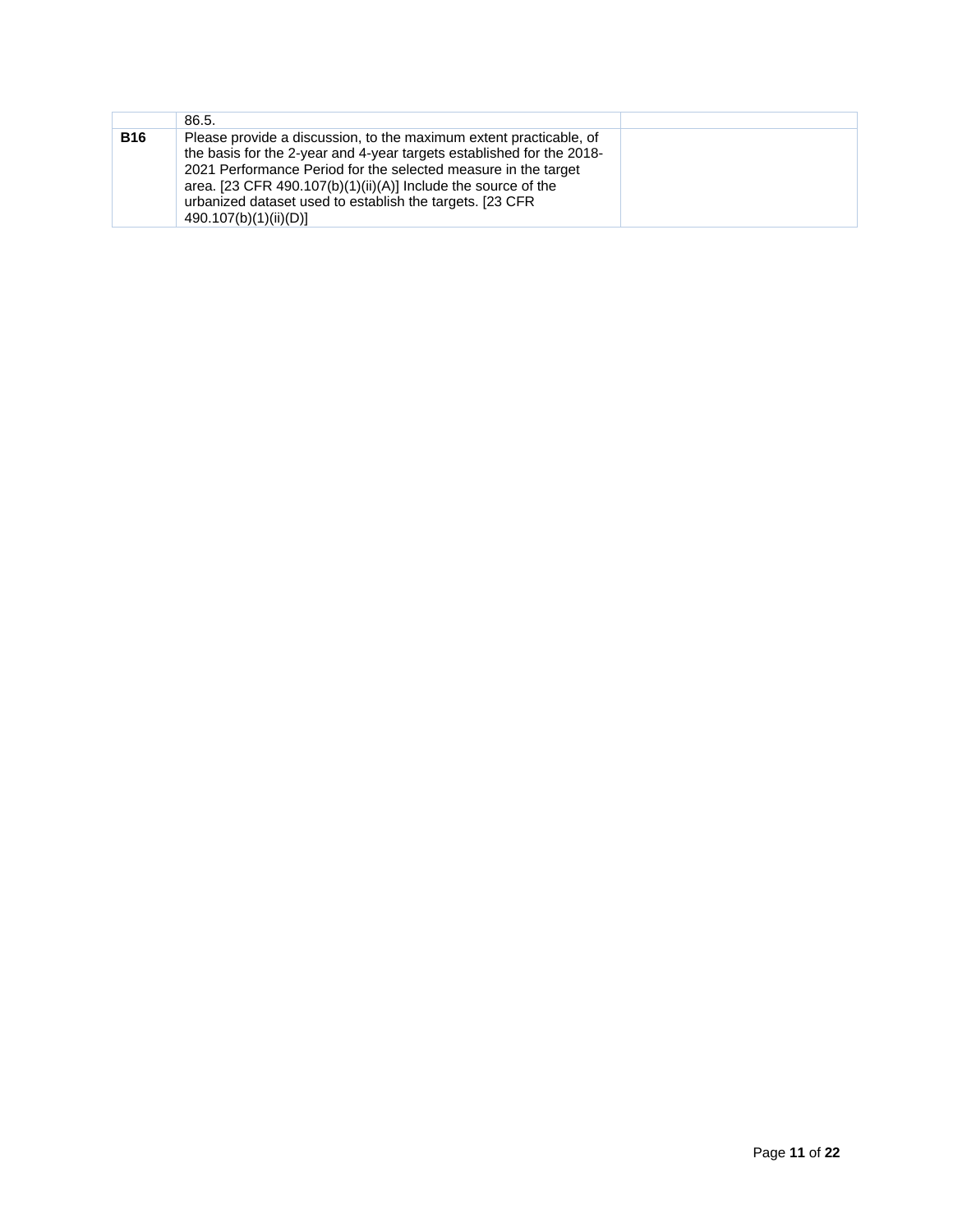| | | |
|---|---|---|
| | 86.5. | |
| **B16** | Please provide a discussion, to the maximum extent practicable, of the basis for the 2-year and 4-year targets established for the 2018-2021 Performance Period for the selected measure in the target area. [23 CFR 490.107(b)(1)(ii)(A)] Include the source of the urbanized dataset used to establish the targets. [23 CFR 490.107(b)(1)(ii)(D)] | |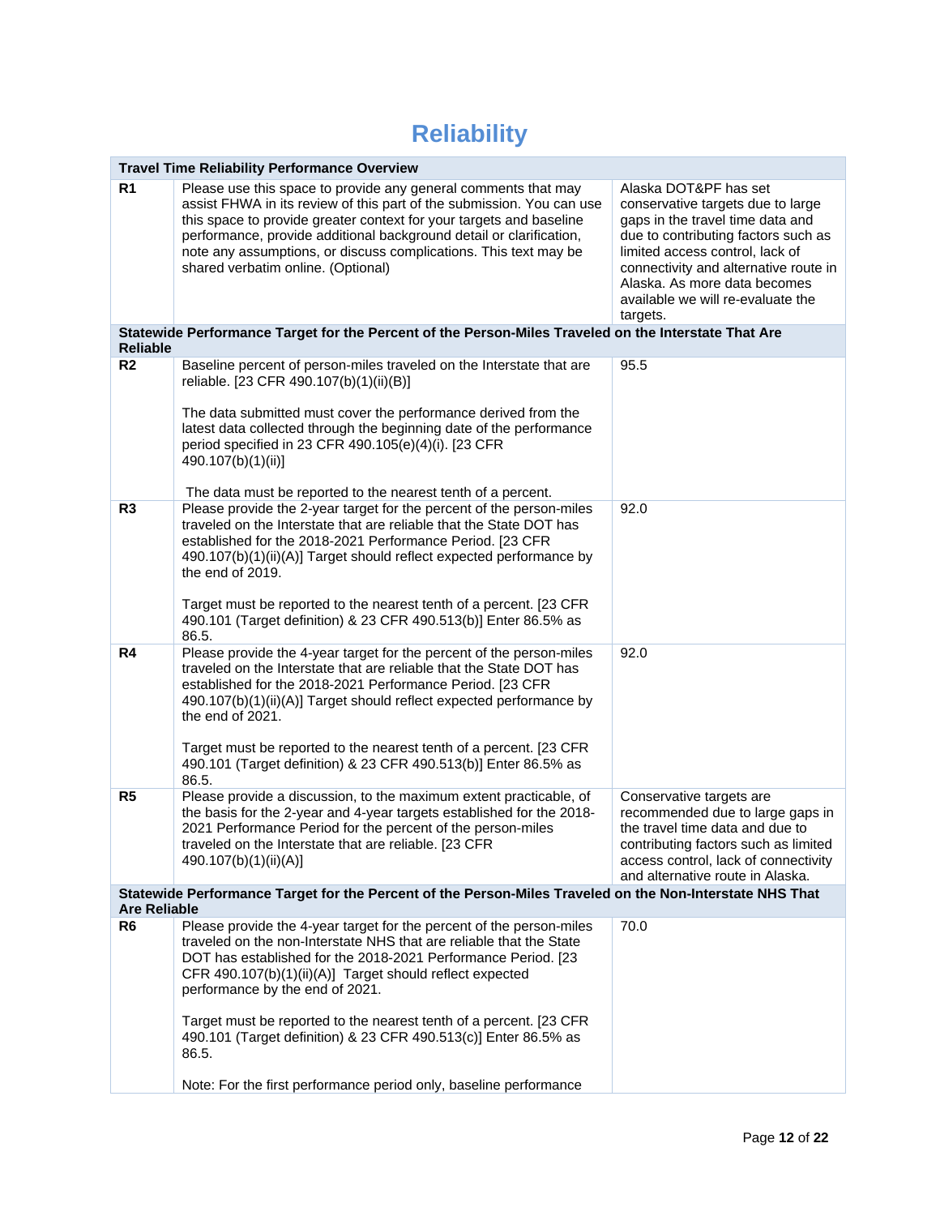# Reliability

| Travel Time Reliability Performance Overview | | |
|---|---|---|
| **R1** | Please use this space to provide any general comments that may assist FHWA in its review of this part of the submission. You can use this space to provide greater context for your targets and baseline performance, provide additional background detail or clarification, note any assumptions, or discuss complications. This text may be shared verbatim online. (Optional) | Alaska DOT&PF has set conservative targets due to large gaps in the travel time data and due to contributing factors such as limited access control, lack of connectivity and alternative route in Alaska. As more data becomes available we will re-evaluate the targets. |
| **Statewide Performance Target for the Percent of the Person-Miles Traveled on the Interstate That Are Reliable** | | |
| **R2** | Baseline percent of person-miles traveled on the Interstate that are reliable. [23 CFR 490.107(b)(1)(ii)(B)]<br><br>The data submitted must cover the performance derived from the latest data collected through the beginning date of the performance period specified in 23 CFR 490.105(e)(4)(i). [23 CFR 490.107(b)(1)(ii)]<br><br>The data must be reported to the nearest tenth of a percent. | 95.5 |
| **R3** | Please provide the 2-year target for the percent of the person-miles traveled on the Interstate that are reliable that the State DOT has established for the 2018-2021 Performance Period. [23 CFR 490.107(b)(1)(ii)(A)] Target should reflect expected performance by the end of 2019.<br><br>Target must be reported to the nearest tenth of a percent. [23 CFR 490.101 (Target definition) & 23 CFR 490.513(b)] Enter 86.5% as 86.5. | 92.0 |
| **R4** | Please provide the 4-year target for the percent of the person-miles traveled on the Interstate that are reliable that the State DOT has established for the 2018-2021 Performance Period. [23 CFR 490.107(b)(1)(ii)(A)] Target should reflect expected performance by the end of 2021.<br><br>Target must be reported to the nearest tenth of a percent. [23 CFR 490.101 (Target definition) & 23 CFR 490.513(b)] Enter 86.5% as 86.5. | 92.0 |
| **R5** | Please provide a discussion, to the maximum extent practicable, of the basis for the 2-year and 4-year targets established for the 2018-2021 Performance Period for the percent of the person-miles traveled on the Interstate that are reliable. [23 CFR 490.107(b)(1)(ii)(A)] | Conservative targets are recommended due to large gaps in the travel time data and due to contributing factors such as limited access control, lack of connectivity and alternative route in Alaska. |
| **Statewide Performance Target for the Percent of the Person-Miles Traveled on the Non-Interstate NHS That Are Reliable** | | |
| **R6** | Please provide the 4-year target for the percent of the person-miles traveled on the non-Interstate NHS that are reliable that the State DOT has established for the 2018-2021 Performance Period. [23 CFR 490.107(b)(1)(ii)(A)] Target should reflect expected performance by the end of 2021.<br><br>Target must be reported to the nearest tenth of a percent. [23 CFR 490.101 (Target definition) & 23 CFR 490.513(c)] Enter 86.5% as 86.5.<br><br>Note: For the first performance period only, baseline performance | 70.0 |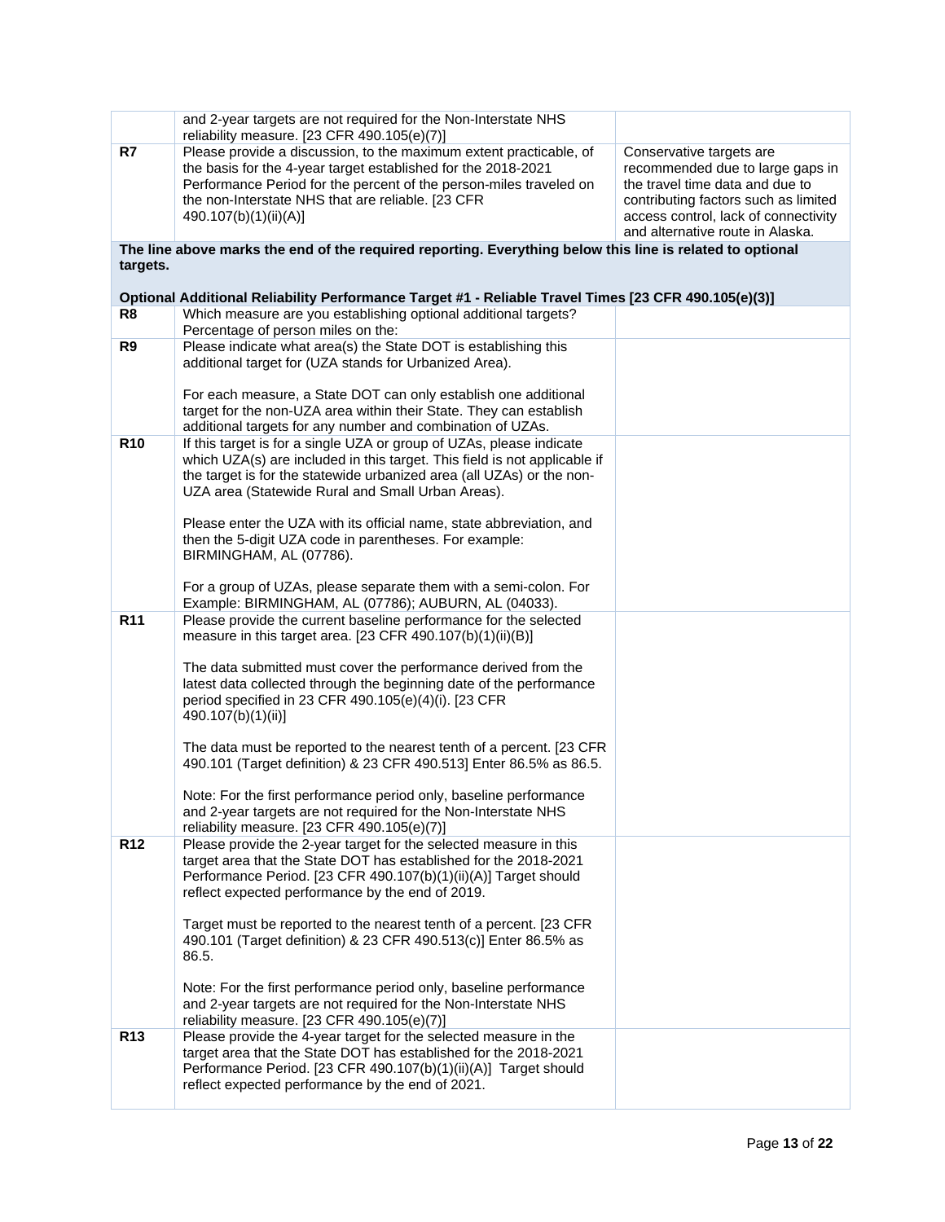| | | |
|---|---|---|
| | and 2-year targets are not required for the Non-Interstate NHS reliability measure. [23 CFR 490.105(e)(7)] | |
| **R7** | Please provide a discussion, to the maximum extent practicable, of the basis for the 4-year target established for the 2018-2021 Performance Period for the percent of the person-miles traveled on the non-Interstate NHS that are reliable. [23 CFR 490.107(b)(1)(ii)(A)] | Conservative targets are recommended due to large gaps in the travel time data and due to contributing factors such as limited access control, lack of connectivity and alternative route in Alaska. |

**The line above marks the end of the required reporting. Everything below this line is related to optional targets.**

**Optional Additional Reliability Performance Target #1 - Reliable Travel Times [23 CFR 490.105(e)(3)]**

| | | |
|---|---|---|
| **R8** | Which measure are you establishing optional additional targets? Percentage of person miles on the: | |
| **R9** | Please indicate what area(s) the State DOT is establishing this additional target for (UZA stands for Urbanized Area).<br><br>For each measure, a State DOT can only establish one additional target for the non-UZA area within their State. They can establish additional targets for any number and combination of UZAs. | |
| **R10** | If this target is for a single UZA or group of UZAs, please indicate which UZA(s) are included in this target. This field is not applicable if the target is for the statewide urbanized area (all UZAs) or the non-UZA area (Statewide Rural and Small Urban Areas).<br><br>Please enter the UZA with its official name, state abbreviation, and then the 5-digit UZA code in parentheses. For example: BIRMINGHAM, AL (07786).<br><br>For a group of UZAs, please separate them with a semi-colon. For Example: BIRMINGHAM, AL (07786); AUBURN, AL (04033). | |
| **R11** | Please provide the current baseline performance for the selected measure in this target area. [23 CFR 490.107(b)(1)(ii)(B)]<br><br>The data submitted must cover the performance derived from the latest data collected through the beginning date of the performance period specified in 23 CFR 490.105(e)(4)(i). [23 CFR 490.107(b)(1)(ii)]<br><br>The data must be reported to the nearest tenth of a percent. [23 CFR 490.101 (Target definition) & 23 CFR 490.513] Enter 86.5% as 86.5.<br><br>Note: For the first performance period only, baseline performance and 2-year targets are not required for the Non-Interstate NHS reliability measure. [23 CFR 490.105(e)(7)] | |
| **R12** | Please provide the 2-year target for the selected measure in this target area that the State DOT has established for the 2018-2021 Performance Period. [23 CFR 490.107(b)(1)(ii)(A)] Target should reflect expected performance by the end of 2019.<br><br>Target must be reported to the nearest tenth of a percent. [23 CFR 490.101 (Target definition) & 23 CFR 490.513(c)] Enter 86.5% as 86.5.<br><br>Note: For the first performance period only, baseline performance and 2-year targets are not required for the Non-Interstate NHS reliability measure. [23 CFR 490.105(e)(7)] | |
| **R13** | Please provide the 4-year target for the selected measure in the target area that the State DOT has established for the 2018-2021 Performance Period. [23 CFR 490.107(b)(1)(ii)(A)] Target should reflect expected performance by the end of 2021. | |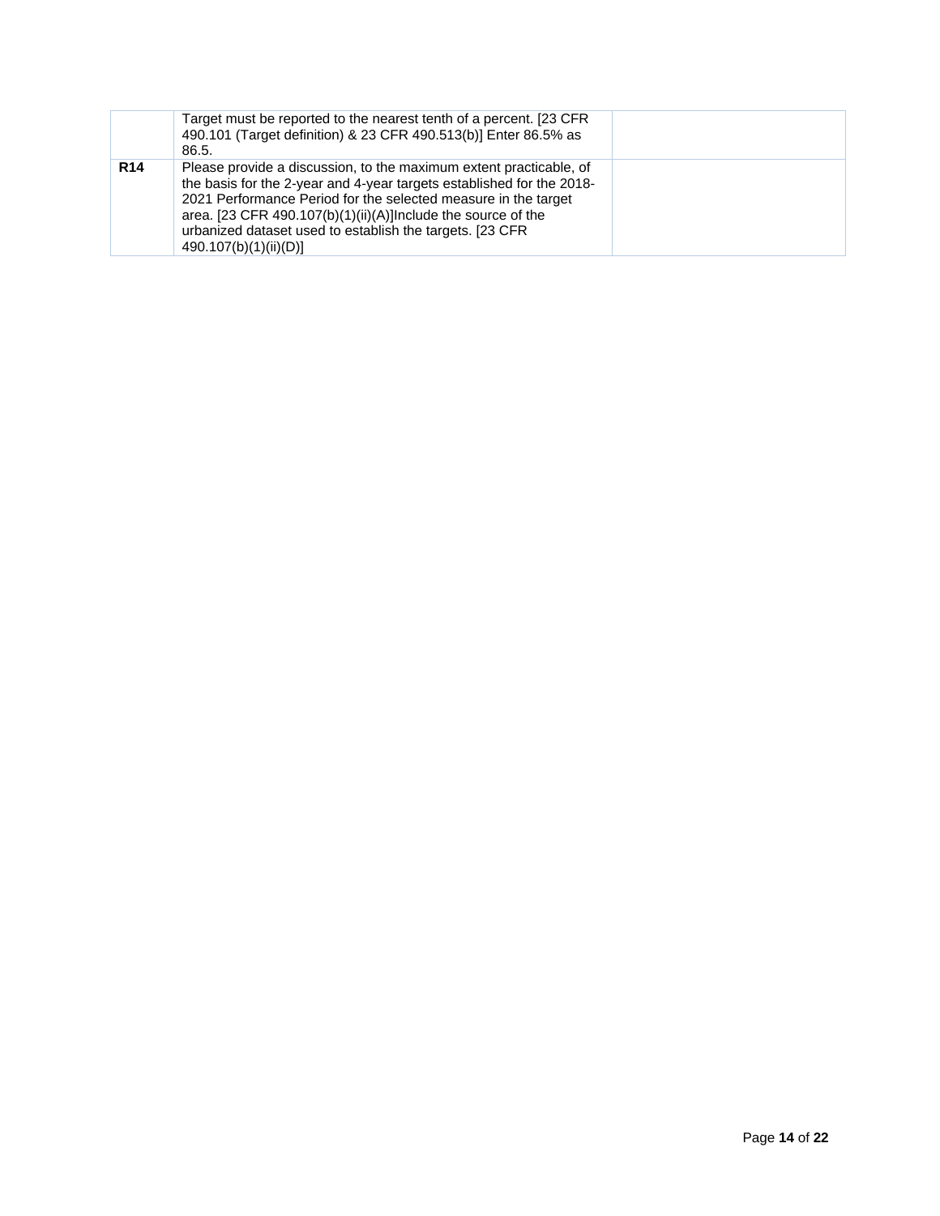|  |  |  |
|---|---|---|
|  | Target must be reported to the nearest tenth of a percent. [23 CFR 490.101 (Target definition) & 23 CFR 490.513(b)] Enter 86.5% as 86.5. |  |
| **R14** | Please provide a discussion, to the maximum extent practicable, of the basis for the 2-year and 4-year targets established for the 2018-2021 Performance Period for the selected measure in the target area. [23 CFR 490.107(b)(1)(ii)(A)]Include the source of the urbanized dataset used to establish the targets. [23 CFR 490.107(b)(1)(ii)(D)] |  |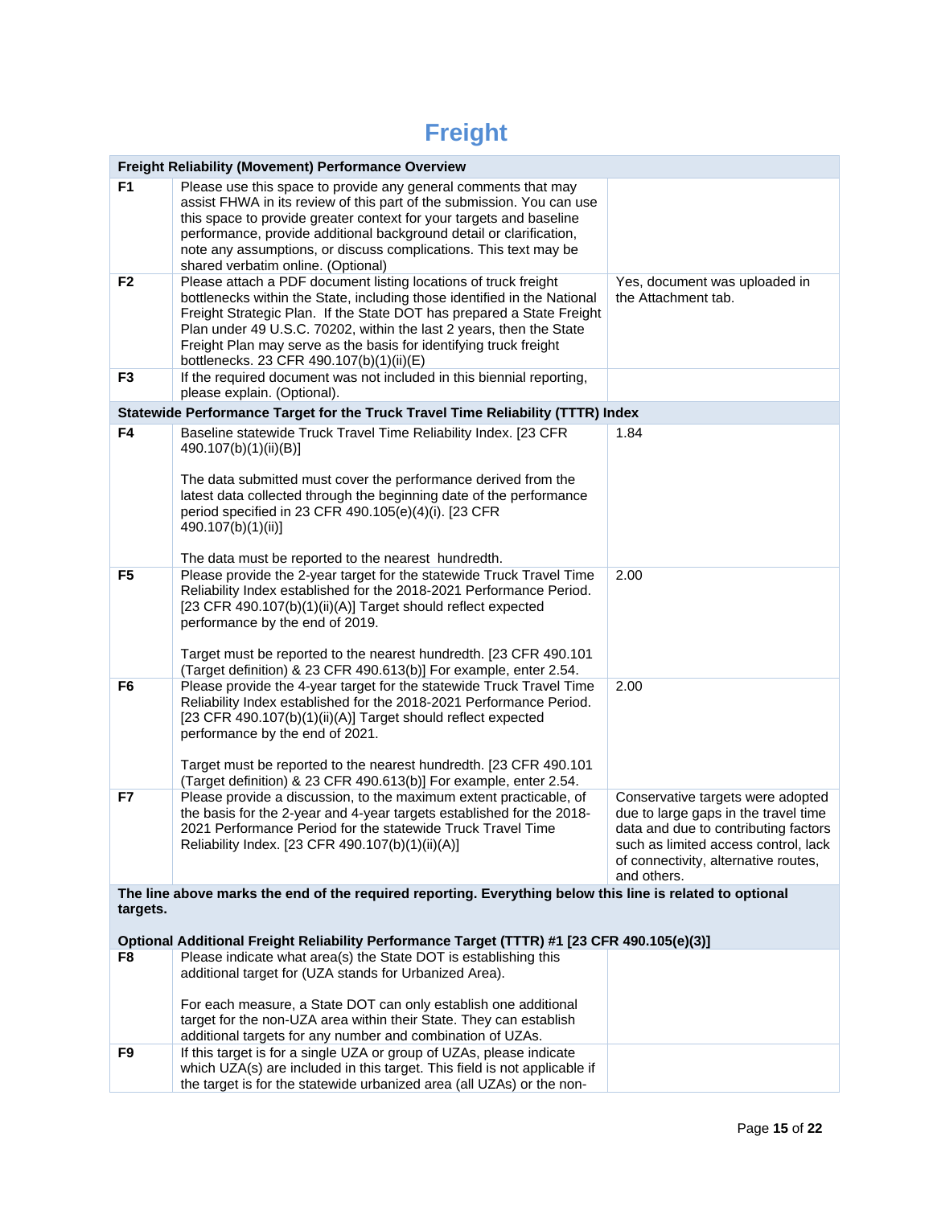# Freight

| Freight Reliability (Movement) Performance Overview | | |
|---|---|---|
| F1 | Please use this space to provide any general comments that may assist FHWA in its review of this part of the submission. You can use this space to provide greater context for your targets and baseline performance, provide additional background detail or clarification, note any assumptions, or discuss complications. This text may be shared verbatim online. (Optional) | |
| F2 | Please attach a PDF document listing locations of truck freight bottlenecks within the State, including those identified in the National Freight Strategic Plan. If the State DOT has prepared a State Freight Plan under 49 U.S.C. 70202, within the last 2 years, then the State Freight Plan may serve as the basis for identifying truck freight bottlenecks. 23 CFR 490.107(b)(1)(ii)(E) | Yes, document was uploaded in the Attachment tab. |
| F3 | If the required document was not included in this biennial reporting, please explain. (Optional). | |
| **Statewide Performance Target for the Truck Travel Time Reliability (TTTR) Index** | | |
| F4 | Baseline statewide Truck Travel Time Reliability Index. [23 CFR 490.107(b)(1)(ii)(B)]<br><br>The data submitted must cover the performance derived from the latest data collected through the beginning date of the performance period specified in 23 CFR 490.105(e)(4)(i). [23 CFR 490.107(b)(1)(ii)]<br><br>The data must be reported to the nearest hundredth. | 1.84 |
| F5 | Please provide the 2-year target for the statewide Truck Travel Time Reliability Index established for the 2018-2021 Performance Period. [23 CFR 490.107(b)(1)(ii)(A)] Target should reflect expected performance by the end of 2019.<br><br>Target must be reported to the nearest hundredth. [23 CFR 490.101 (Target definition) & 23 CFR 490.613(b)] For example, enter 2.54. | 2.00 |
| F6 | Please provide the 4-year target for the statewide Truck Travel Time Reliability Index established for the 2018-2021 Performance Period. [23 CFR 490.107(b)(1)(ii)(A)] Target should reflect expected performance by the end of 2021.<br><br>Target must be reported to the nearest hundredth. [23 CFR 490.101 (Target definition) & 23 CFR 490.613(b)] For example, enter 2.54. | 2.00 |
| F7 | Please provide a discussion, to the maximum extent practicable, of the basis for the 2-year and 4-year targets established for the 2018-2021 Performance Period for the statewide Truck Travel Time Reliability Index. [23 CFR 490.107(b)(1)(ii)(A)] | Conservative targets were adopted due to large gaps in the travel time data and due to contributing factors such as limited access control, lack of connectivity, alternative routes, and others. |
| **The line above marks the end of the required reporting. Everything below this line is related to optional targets.**<br><br>**Optional Additional Freight Reliability Performance Target (TTTR) #1 [23 CFR 490.105(e)(3)]** | | |
| F8 | Please indicate what area(s) the State DOT is establishing this additional target for (UZA stands for Urbanized Area).<br><br>For each measure, a State DOT can only establish one additional target for the non-UZA area within their State. They can establish additional targets for any number and combination of UZAs. | |
| F9 | If this target is for a single UZA or group of UZAs, please indicate which UZA(s) are included in this target. This field is not applicable if the target is for the statewide urbanized area (all UZAs) or the non- | |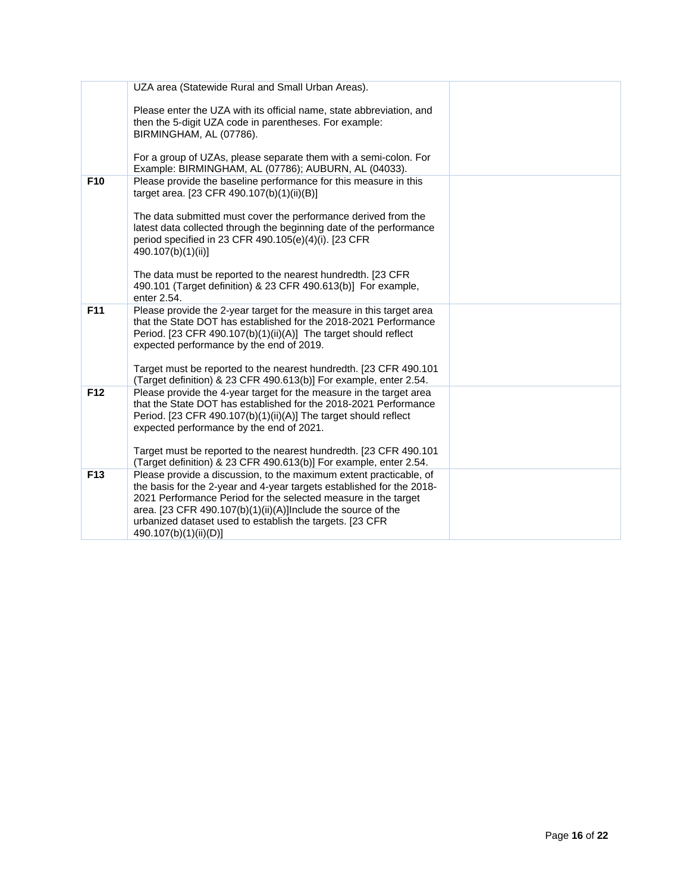| | | |
|---|---|---|
| | UZA area (Statewide Rural and Small Urban Areas).<br><br>Please enter the UZA with its official name, state abbreviation, and then the 5-digit UZA code in parentheses. For example: BIRMINGHAM, AL (07786).<br><br>For a group of UZAs, please separate them with a semi-colon. For Example: BIRMINGHAM, AL (07786); AUBURN, AL (04033). | |
| **F10** | Please provide the baseline performance for this measure in this target area. [23 CFR 490.107(b)(1)(ii)(B)]<br><br>The data submitted must cover the performance derived from the latest data collected through the beginning date of the performance period specified in 23 CFR 490.105(e)(4)(i). [23 CFR 490.107(b)(1)(ii)]<br><br>The data must be reported to the nearest hundredth. [23 CFR 490.101 (Target definition) & 23 CFR 490.613(b)] For example, enter 2.54. | |
| **F11** | Please provide the 2-year target for the measure in this target area that the State DOT has established for the 2018-2021 Performance Period. [23 CFR 490.107(b)(1)(ii)(A)] The target should reflect expected performance by the end of 2019.<br><br>Target must be reported to the nearest hundredth. [23 CFR 490.101 (Target definition) & 23 CFR 490.613(b)] For example, enter 2.54. | |
| **F12** | Please provide the 4-year target for the measure in the target area that the State DOT has established for the 2018-2021 Performance Period. [23 CFR 490.107(b)(1)(ii)(A)] The target should reflect expected performance by the end of 2021.<br><br>Target must be reported to the nearest hundredth. [23 CFR 490.101 (Target definition) & 23 CFR 490.613(b)] For example, enter 2.54. | |
| **F13** | Please provide a discussion, to the maximum extent practicable, of the basis for the 2-year and 4-year targets established for the 2018-2021 Performance Period for the selected measure in the target area. [23 CFR 490.107(b)(1)(ii)(A)]Include the source of the urbanized dataset used to establish the targets. [23 CFR 490.107(b)(1)(ii)(D)] | |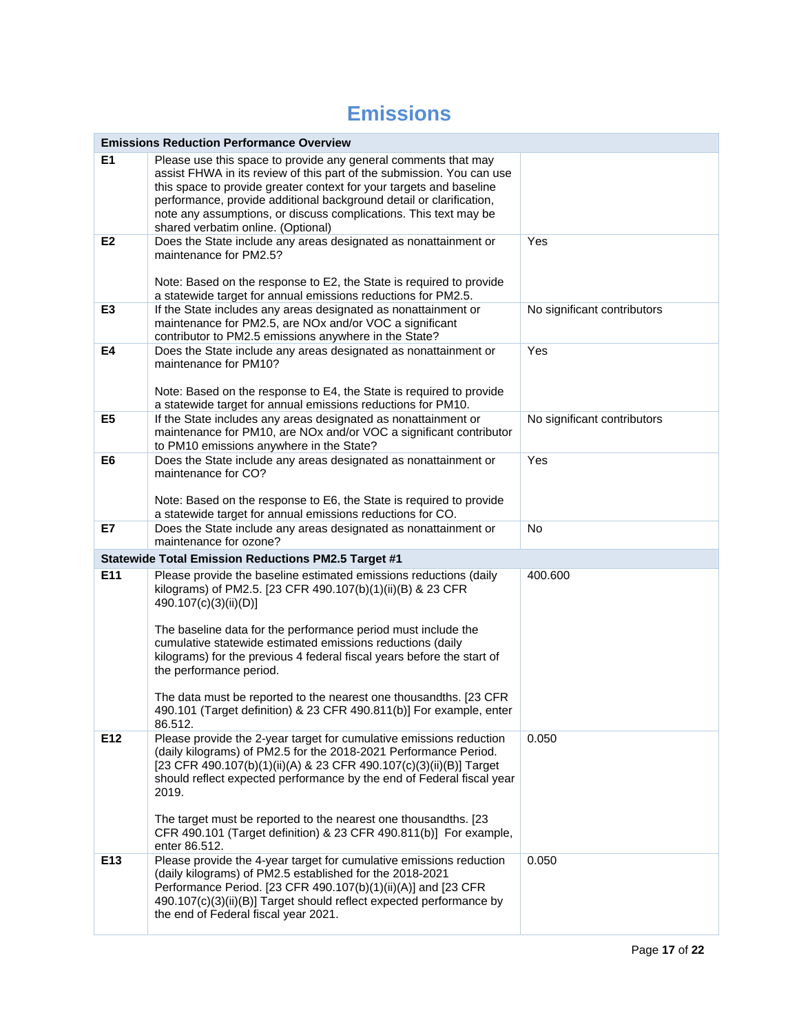# Emissions

| Emissions Reduction Performance Overview | | |
|---|---|---|
| E1 | Please use this space to provide any general comments that may assist FHWA in its review of this part of the submission. You can use this space to provide greater context for your targets and baseline performance, provide additional background detail or clarification, note any assumptions, or discuss complications. This text may be shared verbatim online. (Optional) | |
| E2 | Does the State include any areas designated as nonattainment or maintenance for PM2.5?<br><br>Note: Based on the response to E2, the State is required to provide a statewide target for annual emissions reductions for PM2.5. | Yes |
| E3 | If the State includes any areas designated as nonattainment or maintenance for PM2.5, are NOx and/or VOC a significant contributor to PM2.5 emissions anywhere in the State? | No significant contributors |
| E4 | Does the State include any areas designated as nonattainment or maintenance for PM10?<br><br>Note: Based on the response to E4, the State is required to provide a statewide target for annual emissions reductions for PM10. | Yes |
| E5 | If the State includes any areas designated as nonattainment or maintenance for PM10, are NOx and/or VOC a significant contributor to PM10 emissions anywhere in the State? | No significant contributors |
| E6 | Does the State include any areas designated as nonattainment or maintenance for CO?<br><br>Note: Based on the response to E6, the State is required to provide a statewide target for annual emissions reductions for CO. | Yes |
| E7 | Does the State include any areas designated as nonattainment or maintenance for ozone? | No |
| **Statewide Total Emission Reductions PM2.5 Target #1** | | |
| E11 | Please provide the baseline estimated emissions reductions (daily kilograms) of PM2.5. [23 CFR 490.107(b)(1)(ii)(B) & 23 CFR 490.107(c)(3)(ii)(D)]<br><br>The baseline data for the performance period must include the cumulative statewide estimated emissions reductions (daily kilograms) for the previous 4 federal fiscal years before the start of the performance period.<br><br>The data must be reported to the nearest one thousandths. [23 CFR 490.101 (Target definition) & 23 CFR 490.811(b)] For example, enter 86.512. | 400.600 |
| E12 | Please provide the 2-year target for cumulative emissions reduction (daily kilograms) of PM2.5 for the 2018-2021 Performance Period. [23 CFR 490.107(b)(1)(ii)(A) & 23 CFR 490.107(c)(3)(ii)(B)] Target should reflect expected performance by the end of Federal fiscal year 2019.<br><br>The target must be reported to the nearest one thousandths. [23 CFR 490.101 (Target definition) & 23 CFR 490.811(b)] For example, enter 86.512. | 0.050 |
| E13 | Please provide the 4-year target for cumulative emissions reduction (daily kilograms) of PM2.5 established for the 2018-2021 Performance Period. [23 CFR 490.107(b)(1)(ii)(A)] and [23 CFR 490.107(c)(3)(ii)(B)] Target should reflect expected performance by the end of Federal fiscal year 2021. | 0.050 |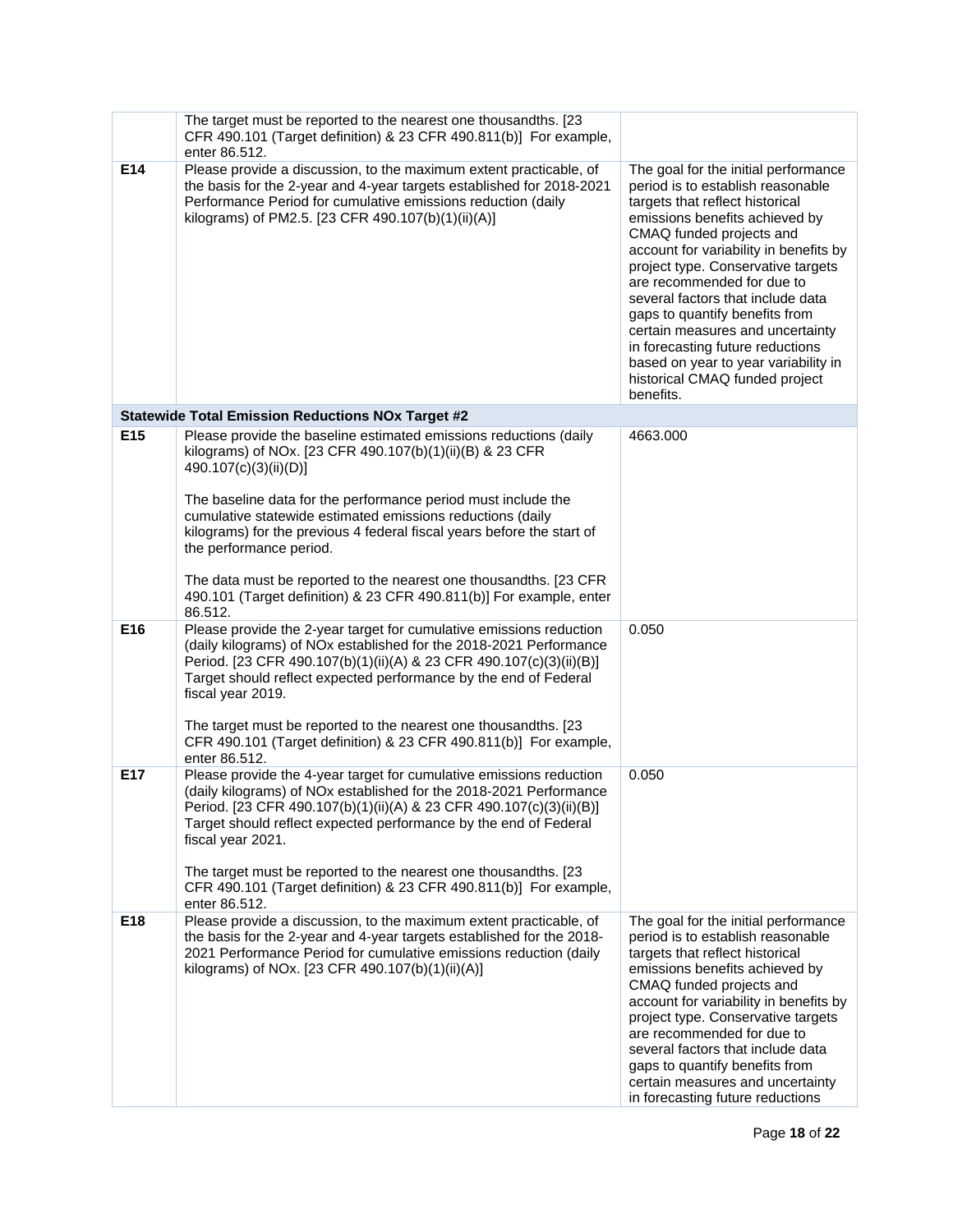| | | |
|---|---|---|
| | The target must be reported to the nearest one thousandths. [23 CFR 490.101 (Target definition) & 23 CFR 490.811(b)] For example, enter 86.512. | |
| **E14** | Please provide a discussion, to the maximum extent practicable, of the basis for the 2-year and 4-year targets established for 2018-2021 Performance Period for cumulative emissions reduction (daily kilograms) of PM2.5. [23 CFR 490.107(b)(1)(ii)(A)] | The goal for the initial performance period is to establish reasonable targets that reflect historical emissions benefits achieved by CMAQ funded projects and account for variability in benefits by project type. Conservative targets are recommended for due to several factors that include data gaps to quantify benefits from certain measures and uncertainty in forecasting future reductions based on year to year variability in historical CMAQ funded project benefits. |
| | **Statewide Total Emission Reductions NOx Target #2** | |
| **E15** | Please provide the baseline estimated emissions reductions (daily kilograms) of NOx. [23 CFR 490.107(b)(1)(ii)(B) & 23 CFR 490.107(c)(3)(ii)(D)]<br><br>The baseline data for the performance period must include the cumulative statewide estimated emissions reductions (daily kilograms) for the previous 4 federal fiscal years before the start of the performance period.<br><br>The data must be reported to the nearest one thousandths. [23 CFR 490.101 (Target definition) & 23 CFR 490.811(b)] For example, enter 86.512. | 4663.000 |
| **E16** | Please provide the 2-year target for cumulative emissions reduction (daily kilograms) of NOx established for the 2018-2021 Performance Period. [23 CFR 490.107(b)(1)(ii)(A) & 23 CFR 490.107(c)(3)(ii)(B)] Target should reflect expected performance by the end of Federal fiscal year 2019.<br><br>The target must be reported to the nearest one thousandths. [23 CFR 490.101 (Target definition) & 23 CFR 490.811(b)] For example, enter 86.512. | 0.050 |
| **E17** | Please provide the 4-year target for cumulative emissions reduction (daily kilograms) of NOx established for the 2018-2021 Performance Period. [23 CFR 490.107(b)(1)(ii)(A) & 23 CFR 490.107(c)(3)(ii)(B)] Target should reflect expected performance by the end of Federal fiscal year 2021.<br><br>The target must be reported to the nearest one thousandths. [23 CFR 490.101 (Target definition) & 23 CFR 490.811(b)] For example, enter 86.512. | 0.050 |
| **E18** | Please provide a discussion, to the maximum extent practicable, of the basis for the 2-year and 4-year targets established for the 2018-2021 Performance Period for cumulative emissions reduction (daily kilograms) of NOx. [23 CFR 490.107(b)(1)(ii)(A)] | The goal for the initial performance period is to establish reasonable targets that reflect historical emissions benefits achieved by CMAQ funded projects and account for variability in benefits by project type. Conservative targets are recommended for due to several factors that include data gaps to quantify benefits from certain measures and uncertainty in forecasting future reductions |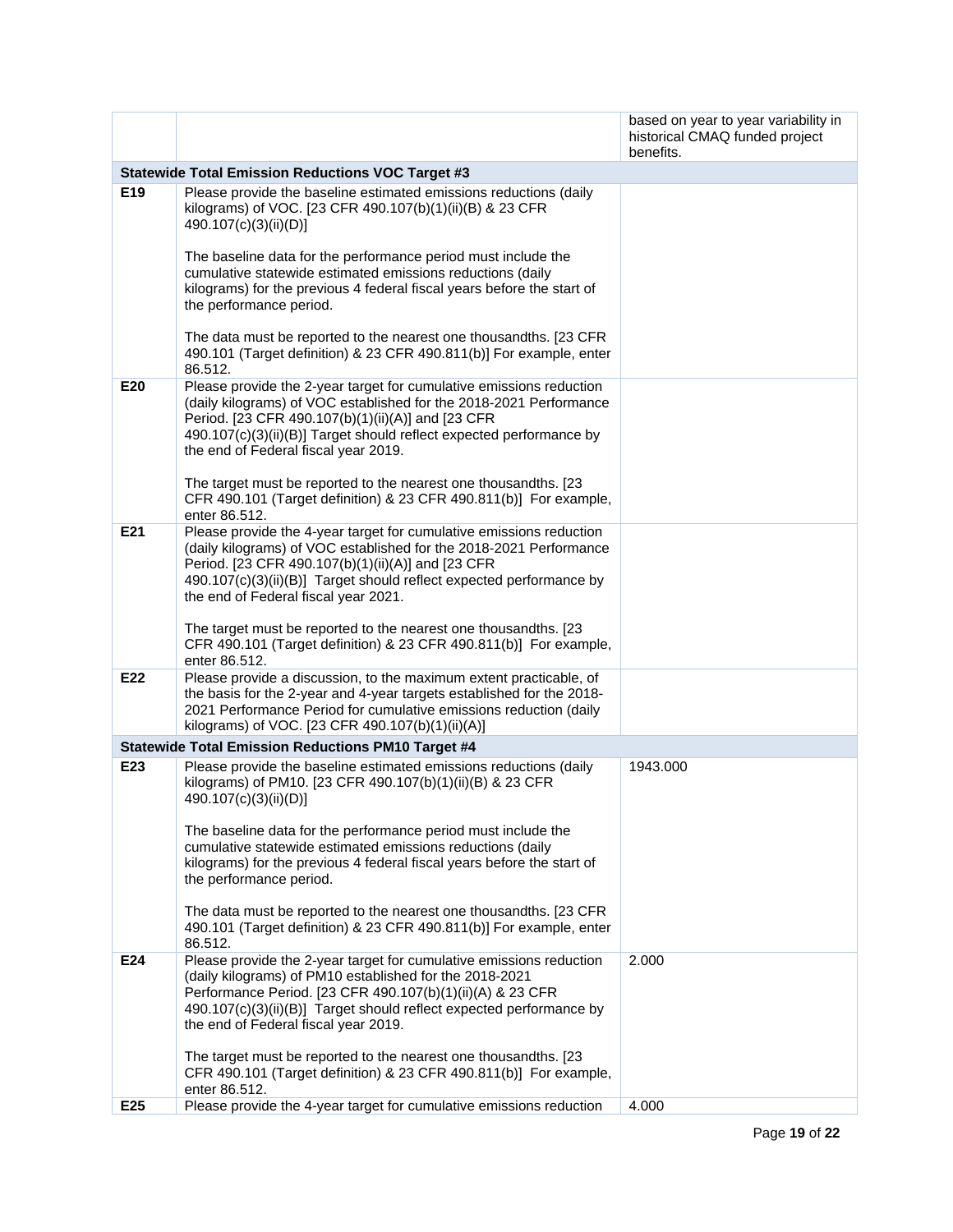| | | |
|---|---|---|
| | | based on year to year variability in historical CMAQ funded project benefits. |
| **Statewide Total Emission Reductions VOC Target #3** | | |
| **E19** | Please provide the baseline estimated emissions reductions (daily kilograms) of VOC. [23 CFR 490.107(b)(1)(ii)(B) & 23 CFR 490.107(c)(3)(ii)(D)]<br><br>The baseline data for the performance period must include the cumulative statewide estimated emissions reductions (daily kilograms) for the previous 4 federal fiscal years before the start of the performance period.<br><br>The data must be reported to the nearest one thousandths. [23 CFR 490.101 (Target definition) & 23 CFR 490.811(b)] For example, enter 86.512. | |
| **E20** | Please provide the 2-year target for cumulative emissions reduction (daily kilograms) of VOC established for the 2018-2021 Performance Period. [23 CFR 490.107(b)(1)(ii)(A)] and [23 CFR 490.107(c)(3)(ii)(B)] Target should reflect expected performance by the end of Federal fiscal year 2019.<br><br>The target must be reported to the nearest one thousandths. [23 CFR 490.101 (Target definition) & 23 CFR 490.811(b)] For example, enter 86.512. | |
| **E21** | Please provide the 4-year target for cumulative emissions reduction (daily kilograms) of VOC established for the 2018-2021 Performance Period. [23 CFR 490.107(b)(1)(ii)(A)] and [23 CFR 490.107(c)(3)(ii)(B)] Target should reflect expected performance by the end of Federal fiscal year 2021.<br><br>The target must be reported to the nearest one thousandths. [23 CFR 490.101 (Target definition) & 23 CFR 490.811(b)] For example, enter 86.512. | |
| **E22** | Please provide a discussion, to the maximum extent practicable, of the basis for the 2-year and 4-year targets established for the 2018-2021 Performance Period for cumulative emissions reduction (daily kilograms) of VOC. [23 CFR 490.107(b)(1)(ii)(A)] | |
| **Statewide Total Emission Reductions PM10 Target #4** | | |
| **E23** | Please provide the baseline estimated emissions reductions (daily kilograms) of PM10. [23 CFR 490.107(b)(1)(ii)(B) & 23 CFR 490.107(c)(3)(ii)(D)]<br><br>The baseline data for the performance period must include the cumulative statewide estimated emissions reductions (daily kilograms) for the previous 4 federal fiscal years before the start of the performance period.<br><br>The data must be reported to the nearest one thousandths. [23 CFR 490.101 (Target definition) & 23 CFR 490.811(b)] For example, enter 86.512. | 1943.000 |
| **E24** | Please provide the 2-year target for cumulative emissions reduction (daily kilograms) of PM10 established for the 2018-2021 Performance Period. [23 CFR 490.107(b)(1)(ii)(A) & 23 CFR 490.107(c)(3)(ii)(B)] Target should reflect expected performance by the end of Federal fiscal year 2019.<br><br>The target must be reported to the nearest one thousandths. [23 CFR 490.101 (Target definition) & 23 CFR 490.811(b)] For example, enter 86.512. | 2.000 |
| **E25** | Please provide the 4-year target for cumulative emissions reduction | 4.000 |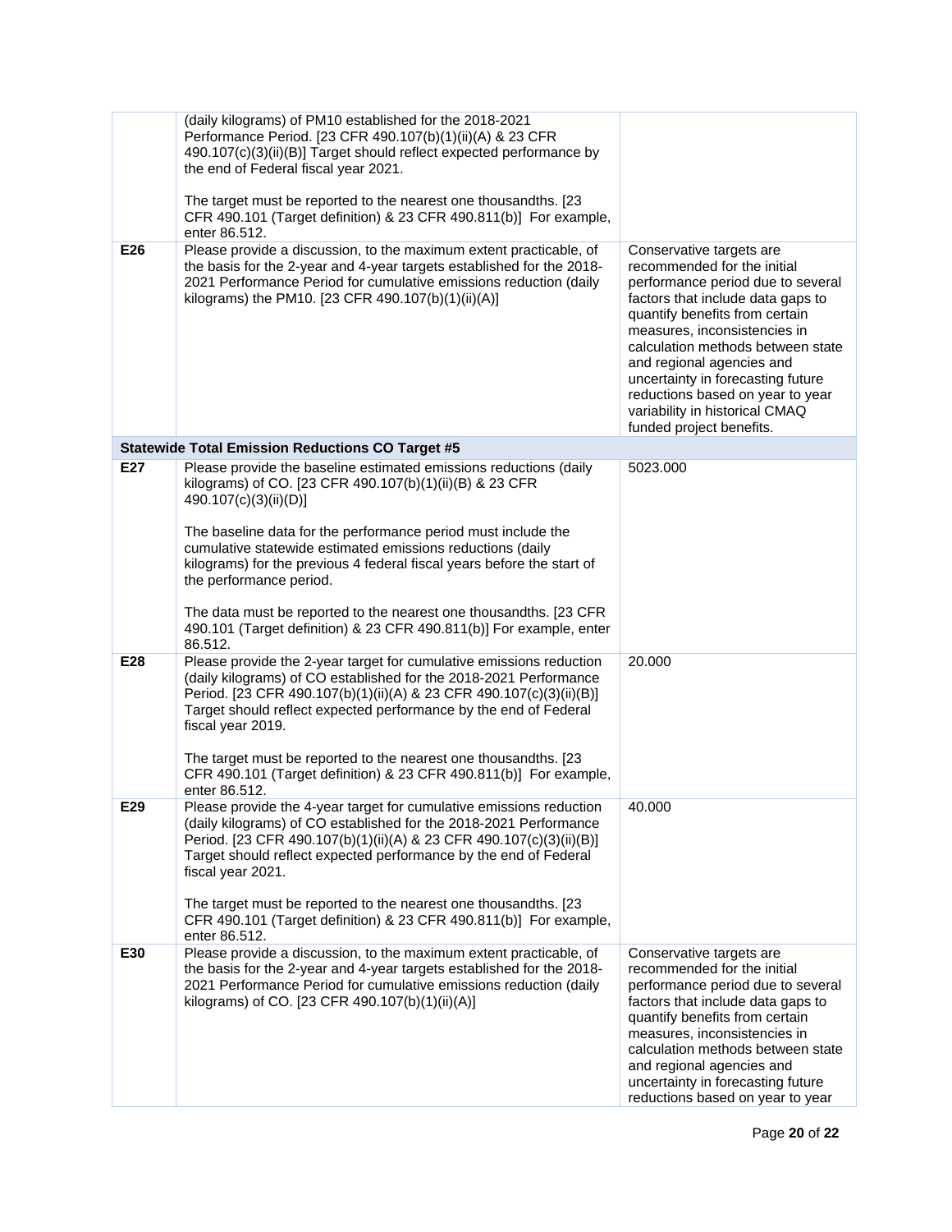| | | |
|---|---|---|
| | (daily kilograms) of PM10 established for the 2018-2021 Performance Period. [23 CFR 490.107(b)(1)(ii)(A) & 23 CFR 490.107(c)(3)(ii)(B)] Target should reflect expected performance by the end of Federal fiscal year 2021.<br><br>The target must be reported to the nearest one thousandths. [23 CFR 490.101 (Target definition) & 23 CFR 490.811(b)] For example, enter 86.512. | |
| **E26** | Please provide a discussion, to the maximum extent practicable, of the basis for the 2-year and 4-year targets established for the 2018-2021 Performance Period for cumulative emissions reduction (daily kilograms) the PM10. [23 CFR 490.107(b)(1)(ii)(A)] | Conservative targets are recommended for the initial performance period due to several factors that include data gaps to quantify benefits from certain measures, inconsistencies in calculation methods between state and regional agencies and uncertainty in forecasting future reductions based on year to year variability in historical CMAQ funded project benefits. |
| | **Statewide Total Emission Reductions CO Target #5** | |
| **E27** | Please provide the baseline estimated emissions reductions (daily kilograms) of CO. [23 CFR 490.107(b)(1)(ii)(B) & 23 CFR 490.107(c)(3)(ii)(D)]<br><br>The baseline data for the performance period must include the cumulative statewide estimated emissions reductions (daily kilograms) for the previous 4 federal fiscal years before the start of the performance period.<br><br>The data must be reported to the nearest one thousandths. [23 CFR 490.101 (Target definition) & 23 CFR 490.811(b)] For example, enter 86.512. | 5023.000 |
| **E28** | Please provide the 2-year target for cumulative emissions reduction (daily kilograms) of CO established for the 2018-2021 Performance Period. [23 CFR 490.107(b)(1)(ii)(A) & 23 CFR 490.107(c)(3)(ii)(B)] Target should reflect expected performance by the end of Federal fiscal year 2019.<br><br>The target must be reported to the nearest one thousandths. [23 CFR 490.101 (Target definition) & 23 CFR 490.811(b)] For example, enter 86.512. | 20.000 |
| **E29** | Please provide the 4-year target for cumulative emissions reduction (daily kilograms) of CO established for the 2018-2021 Performance Period. [23 CFR 490.107(b)(1)(ii)(A) & 23 CFR 490.107(c)(3)(ii)(B)] Target should reflect expected performance by the end of Federal fiscal year 2021.<br><br>The target must be reported to the nearest one thousandths. [23 CFR 490.101 (Target definition) & 23 CFR 490.811(b)] For example, enter 86.512. | 40.000 |
| **E30** | Please provide a discussion, to the maximum extent practicable, of the basis for the 2-year and 4-year targets established for the 2018-2021 Performance Period for cumulative emissions reduction (daily kilograms) of CO. [23 CFR 490.107(b)(1)(ii)(A)] | Conservative targets are recommended for the initial performance period due to several factors that include data gaps to quantify benefits from certain measures, inconsistencies in calculation methods between state and regional agencies and uncertainty in forecasting future reductions based on year to year |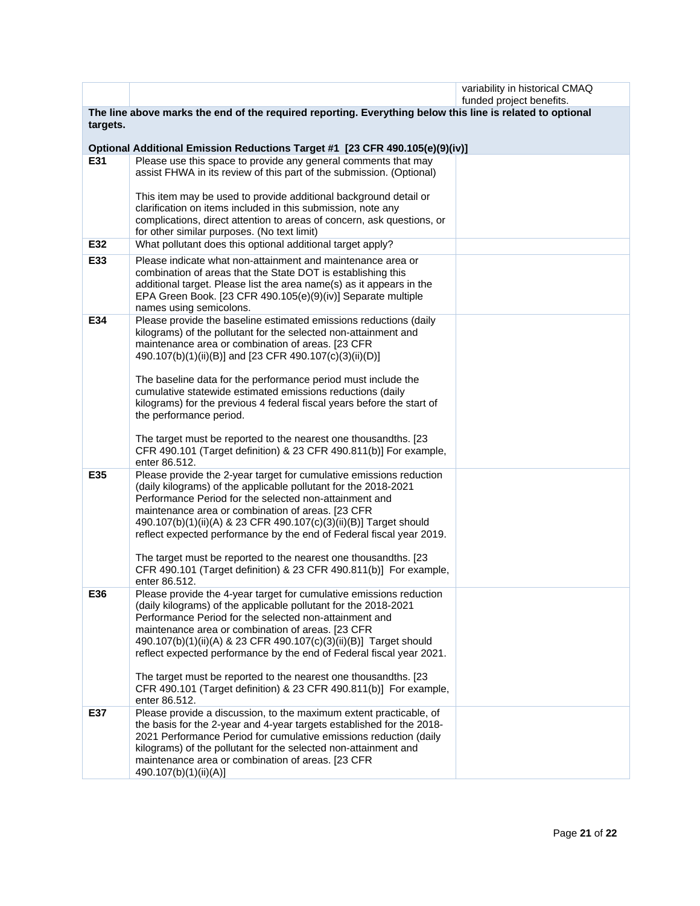| | | |
|---|---|---|
| | | variability in historical CMAQ funded project benefits. |

**The line above marks the end of the required reporting. Everything below this line is related to optional targets.**

**Optional Additional Emission Reductions Target #1 [23 CFR 490.105(e)(9)(iv)]**

| | | |
|---|---|---|
| **E31** | Please use this space to provide any general comments that may assist FHWA in its review of this part of the submission. (Optional)<br><br>This item may be used to provide additional background detail or clarification on items included in this submission, note any complications, direct attention to areas of concern, ask questions, or for other similar purposes. (No text limit) | |
| **E32** | What pollutant does this optional additional target apply? | |
| **E33** | Please indicate what non-attainment and maintenance area or combination of areas that the State DOT is establishing this additional target. Please list the area name(s) as it appears in the EPA Green Book. [23 CFR 490.105(e)(9)(iv)] Separate multiple names using semicolons. | |
| **E34** | Please provide the baseline estimated emissions reductions (daily kilograms) of the pollutant for the selected non-attainment and maintenance area or combination of areas. [23 CFR 490.107(b)(1)(ii)(B)] and [23 CFR 490.107(c)(3)(ii)(D)]<br><br>The baseline data for the performance period must include the cumulative statewide estimated emissions reductions (daily kilograms) for the previous 4 federal fiscal years before the start of the performance period.<br><br>The target must be reported to the nearest one thousandths. [23 CFR 490.101 (Target definition) & 23 CFR 490.811(b)] For example, enter 86.512. | |
| **E35** | Please provide the 2-year target for cumulative emissions reduction (daily kilograms) of the applicable pollutant for the 2018-2021 Performance Period for the selected non-attainment and maintenance area or combination of areas. [23 CFR 490.107(b)(1)(ii)(A) & 23 CFR 490.107(c)(3)(ii)(B)] Target should reflect expected performance by the end of Federal fiscal year 2019.<br><br>The target must be reported to the nearest one thousandths. [23 CFR 490.101 (Target definition) & 23 CFR 490.811(b)] For example, enter 86.512. | |
| **E36** | Please provide the 4-year target for cumulative emissions reduction (daily kilograms) of the applicable pollutant for the 2018-2021 Performance Period for the selected non-attainment and maintenance area or combination of areas. [23 CFR 490.107(b)(1)(ii)(A) & 23 CFR 490.107(c)(3)(ii)(B)] Target should reflect expected performance by the end of Federal fiscal year 2021.<br><br>The target must be reported to the nearest one thousandths. [23 CFR 490.101 (Target definition) & 23 CFR 490.811(b)] For example, enter 86.512. | |
| **E37** | Please provide a discussion, to the maximum extent practicable, of the basis for the 2-year and 4-year targets established for the 2018-2021 Performance Period for cumulative emissions reduction (daily kilograms) of the pollutant for the selected non-attainment and maintenance area or combination of areas. [23 CFR 490.107(b)(1)(ii)(A)] | |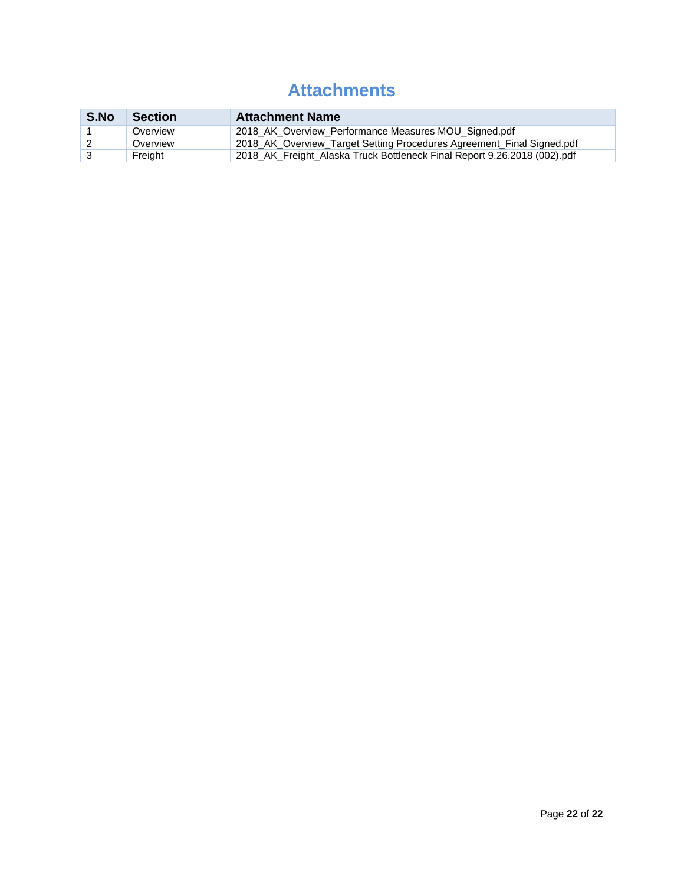# Attachments

| S.No | Section | Attachment Name |
| --- | --- | --- |
| 1 | Overview | 2018_AK_Overview_Performance Measures MOU_Signed.pdf |
| 2 | Overview | 2018_AK_Overview_Target Setting Procedures Agreement_Final Signed.pdf |
| 3 | Freight | 2018_AK_Freight_Alaska Truck Bottleneck Final Report 9.26.2018 (002).pdf |